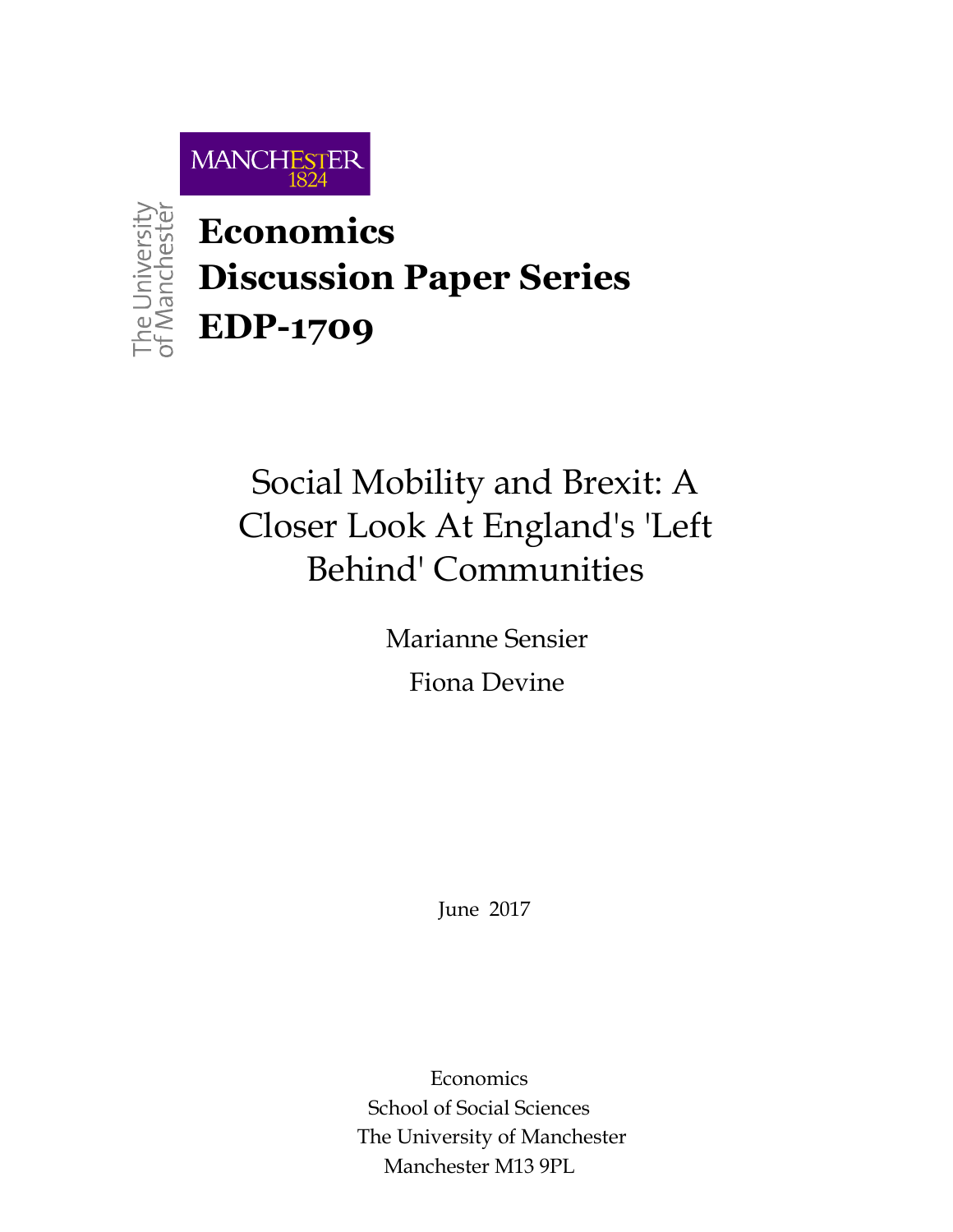MANCHESTER 1824

The University of Manchester

# Economics Discussion Paper Series EDP-1709

## Social Mobility and Brexit: A Closer Look At England's 'Left Behind' Communities

Marianne Sensier

Fiona Devine

June 2017

Economics
School of Social Sciences
The University of Manchester
Manchester M13 9PL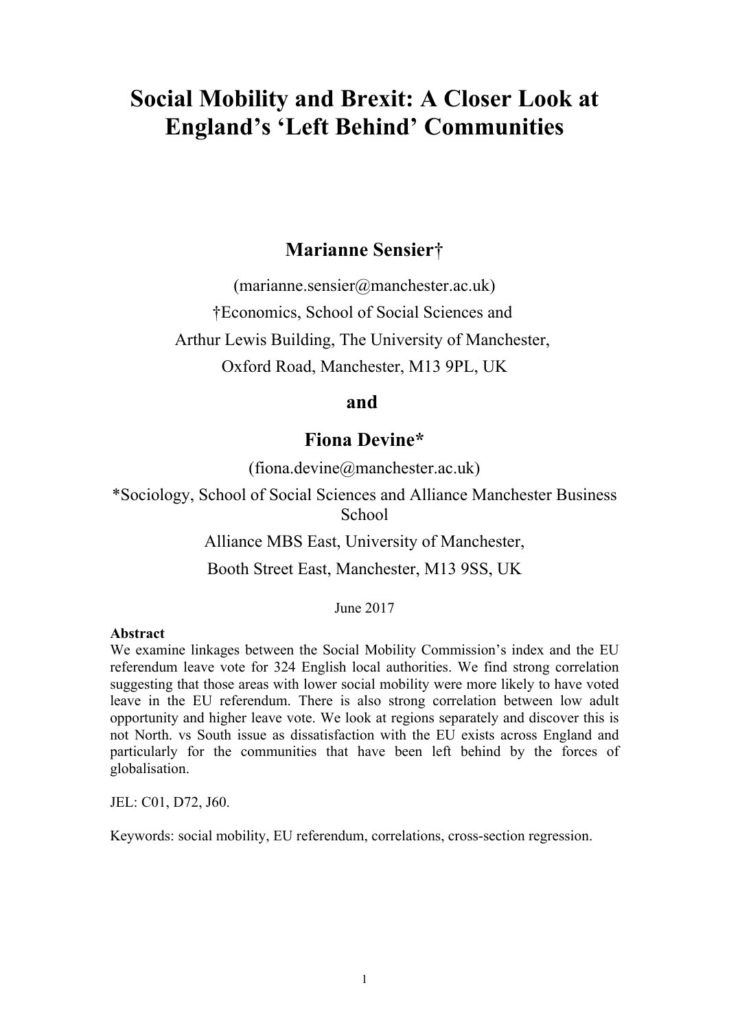# Social Mobility and Brexit: A Closer Look at England's 'Left Behind' Communities

**Marianne Sensier†**

(marianne.sensier@manchester.ac.uk)

†Economics, School of Social Sciences and

Arthur Lewis Building, The University of Manchester,

Oxford Road, Manchester, M13 9PL, UK

**and**

**Fiona Devine***

(fiona.devine@manchester.ac.uk)

*Sociology, School of Social Sciences and Alliance Manchester Business School

Alliance MBS East, University of Manchester,

Booth Street East, Manchester, M13 9SS, UK

June 2017

**Abstract**

We examine linkages between the Social Mobility Commission's index and the EU referendum leave vote for 324 English local authorities. We find strong correlation suggesting that those areas with lower social mobility were more likely to have voted leave in the EU referendum. There is also strong correlation between low adult opportunity and higher leave vote. We look at regions separately and discover this is not North. vs South issue as dissatisfaction with the EU exists across England and particularly for the communities that have been left behind by the forces of globalisation.

JEL: C01, D72, J60.

Keywords: social mobility, EU referendum, correlations, cross-section regression.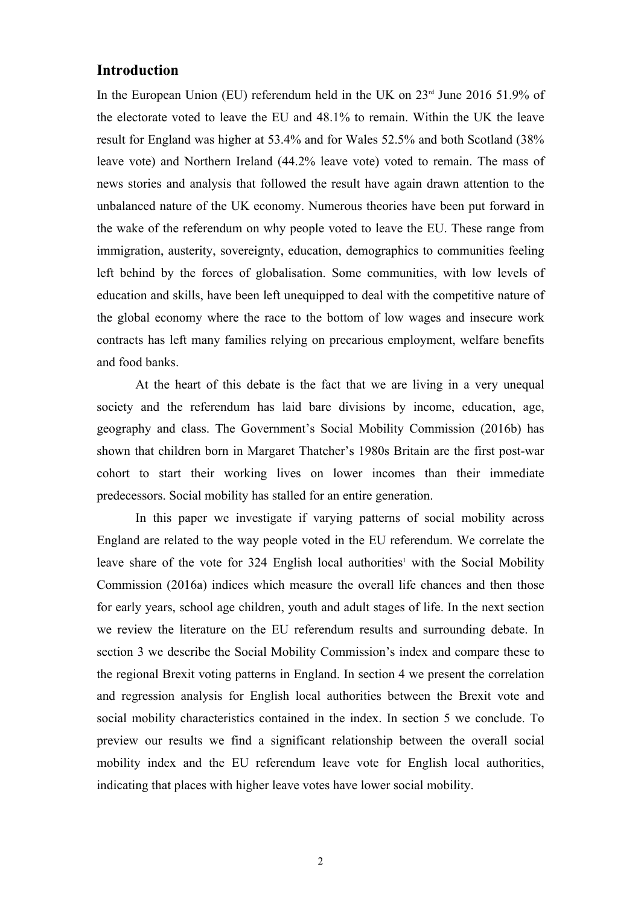## Introduction

In the European Union (EU) referendum held in the UK on 23rd June 2016 51.9% of the electorate voted to leave the EU and 48.1% to remain. Within the UK the leave result for England was higher at 53.4% and for Wales 52.5% and both Scotland (38% leave vote) and Northern Ireland (44.2% leave vote) voted to remain. The mass of news stories and analysis that followed the result have again drawn attention to the unbalanced nature of the UK economy. Numerous theories have been put forward in the wake of the referendum on why people voted to leave the EU. These range from immigration, austerity, sovereignty, education, demographics to communities feeling left behind by the forces of globalisation. Some communities, with low levels of education and skills, have been left unequipped to deal with the competitive nature of the global economy where the race to the bottom of low wages and insecure work contracts has left many families relying on precarious employment, welfare benefits and food banks.

At the heart of this debate is the fact that we are living in a very unequal society and the referendum has laid bare divisions by income, education, age, geography and class. The Government's Social Mobility Commission (2016b) has shown that children born in Margaret Thatcher's 1980s Britain are the first post-war cohort to start their working lives on lower incomes than their immediate predecessors. Social mobility has stalled for an entire generation.

In this paper we investigate if varying patterns of social mobility across England are related to the way people voted in the EU referendum. We correlate the leave share of the vote for 324 English local authorities[1] with the Social Mobility Commission (2016a) indices which measure the overall life chances and then those for early years, school age children, youth and adult stages of life. In the next section we review the literature on the EU referendum results and surrounding debate. In section 3 we describe the Social Mobility Commission's index and compare these to the regional Brexit voting patterns in England. In section 4 we present the correlation and regression analysis for English local authorities between the Brexit vote and social mobility characteristics contained in the index. In section 5 we conclude. To preview our results we find a significant relationship between the overall social mobility index and the EU referendum leave vote for English local authorities, indicating that places with higher leave votes have lower social mobility.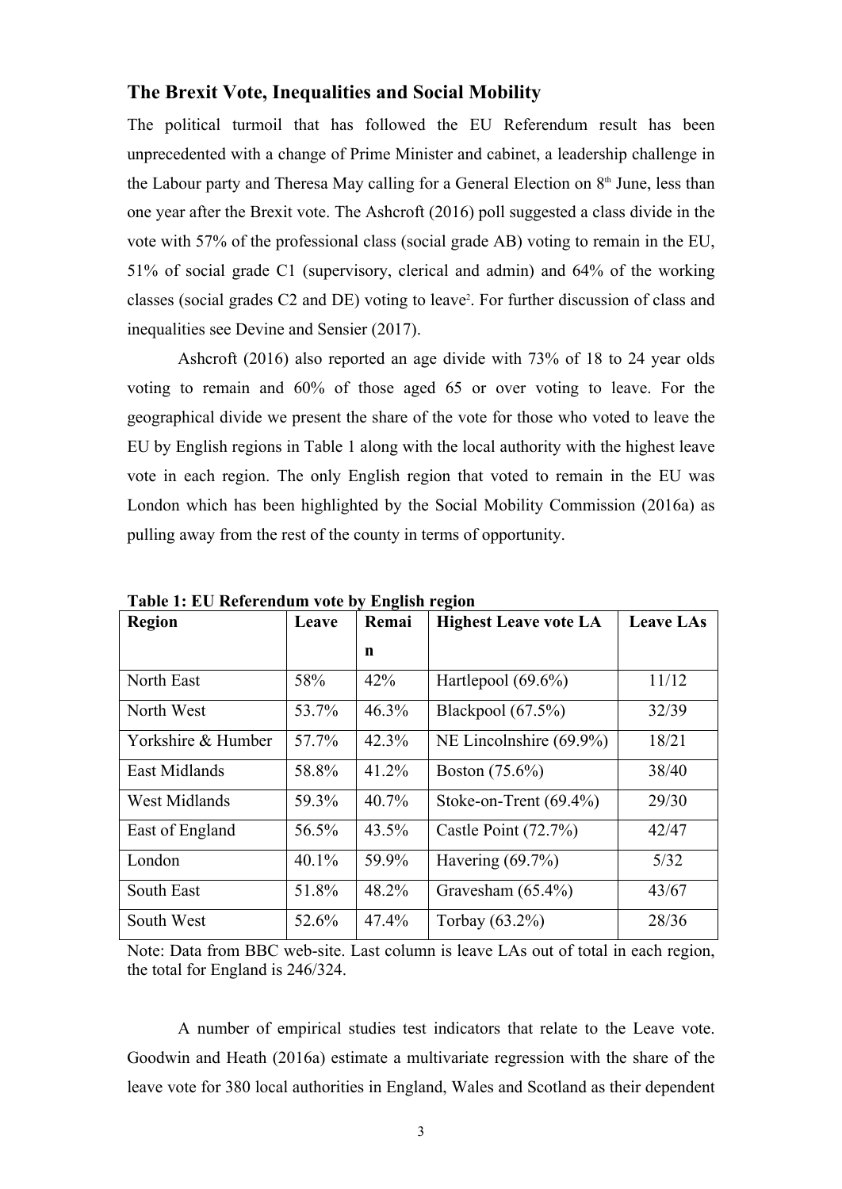## The Brexit Vote, Inequalities and Social Mobility

The political turmoil that has followed the EU Referendum result has been unprecedented with a change of Prime Minister and cabinet, a leadership challenge in the Labour party and Theresa May calling for a General Election on 8th June, less than one year after the Brexit vote. The Ashcroft (2016) poll suggested a class divide in the vote with 57% of the professional class (social grade AB) voting to remain in the EU, 51% of social grade C1 (supervisory, clerical and admin) and 64% of the working classes (social grades C2 and DE) voting to leave[2]. For further discussion of class and inequalities see Devine and Sensier (2017).

Ashcroft (2016) also reported an age divide with 73% of 18 to 24 year olds voting to remain and 60% of those aged 65 or over voting to leave. For the geographical divide we present the share of the vote for those who voted to leave the EU by English regions in Table 1 along with the local authority with the highest leave vote in each region. The only English region that voted to remain in the EU was London which has been highlighted by the Social Mobility Commission (2016a) as pulling away from the rest of the county in terms of opportunity.

**Table 1: EU Referendum vote by English region**

| Region | Leave | Remain | Highest Leave vote LA | Leave LAs |
|---|---|---|---|---|
| North East | 58% | 42% | Hartlepool (69.6%) | 11/12 |
| North West | 53.7% | 46.3% | Blackpool (67.5%) | 32/39 |
| Yorkshire & Humber | 57.7% | 42.3% | NE Lincolnshire (69.9%) | 18/21 |
| East Midlands | 58.8% | 41.2% | Boston (75.6%) | 38/40 |
| West Midlands | 59.3% | 40.7% | Stoke-on-Trent (69.4%) | 29/30 |
| East of England | 56.5% | 43.5% | Castle Point (72.7%) | 42/47 |
| London | 40.1% | 59.9% | Havering (69.7%) | 5/32 |
| South East | 51.8% | 48.2% | Gravesham (65.4%) | 43/67 |
| South West | 52.6% | 47.4% | Torbay (63.2%) | 28/36 |

Note: Data from BBC web-site. Last column is leave LAs out of total in each region, the total for England is 246/324.

A number of empirical studies test indicators that relate to the Leave vote. Goodwin and Heath (2016a) estimate a multivariate regression with the share of the leave vote for 380 local authorities in England, Wales and Scotland as their dependent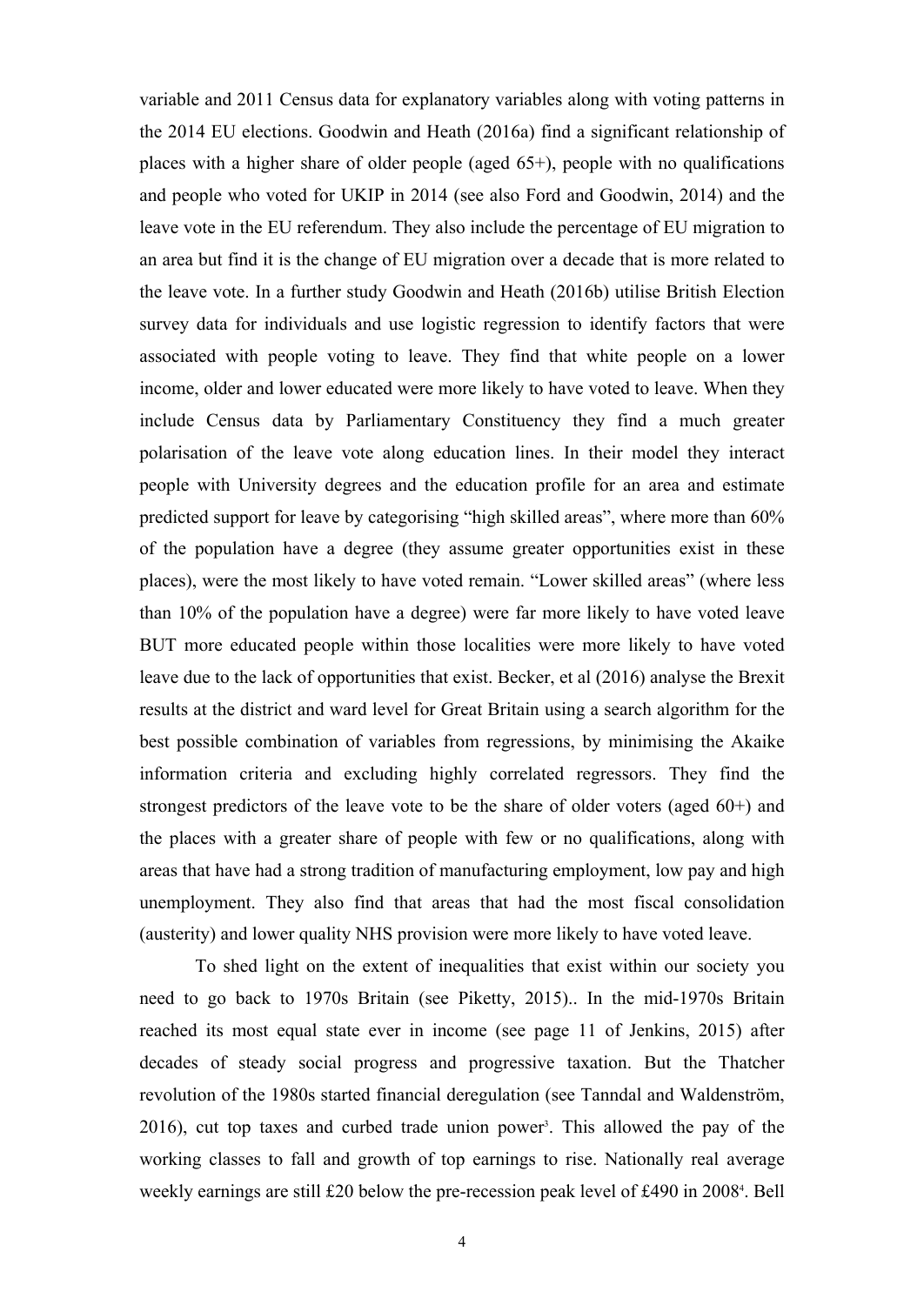variable and 2011 Census data for explanatory variables along with voting patterns in the 2014 EU elections. Goodwin and Heath (2016a) find a significant relationship of places with a higher share of older people (aged 65+), people with no qualifications and people who voted for UKIP in 2014 (see also Ford and Goodwin, 2014) and the leave vote in the EU referendum. They also include the percentage of EU migration to an area but find it is the change of EU migration over a decade that is more related to the leave vote. In a further study Goodwin and Heath (2016b) utilise British Election survey data for individuals and use logistic regression to identify factors that were associated with people voting to leave. They find that white people on a lower income, older and lower educated were more likely to have voted to leave. When they include Census data by Parliamentary Constituency they find a much greater polarisation of the leave vote along education lines. In their model they interact people with University degrees and the education profile for an area and estimate predicted support for leave by categorising "high skilled areas", where more than 60% of the population have a degree (they assume greater opportunities exist in these places), were the most likely to have voted remain. "Lower skilled areas" (where less than 10% of the population have a degree) were far more likely to have voted leave BUT more educated people within those localities were more likely to have voted leave due to the lack of opportunities that exist. Becker, et al (2016) analyse the Brexit results at the district and ward level for Great Britain using a search algorithm for the best possible combination of variables from regressions, by minimising the Akaike information criteria and excluding highly correlated regressors. They find the strongest predictors of the leave vote to be the share of older voters (aged 60+) and the places with a greater share of people with few or no qualifications, along with areas that have had a strong tradition of manufacturing employment, low pay and high unemployment. They also find that areas that had the most fiscal consolidation (austerity) and lower quality NHS provision were more likely to have voted leave.

To shed light on the extent of inequalities that exist within our society you need to go back to 1970s Britain (see Piketty, 2015).. In the mid-1970s Britain reached its most equal state ever in income (see page 11 of Jenkins, 2015) after decades of steady social progress and progressive taxation. But the Thatcher revolution of the 1980s started financial deregulation (see Tanndal and Waldenström, 2016), cut top taxes and curbed trade union power[3]. This allowed the pay of the working classes to fall and growth of top earnings to rise. Nationally real average weekly earnings are still £20 below the pre-recession peak level of £490 in 2008[4]. Bell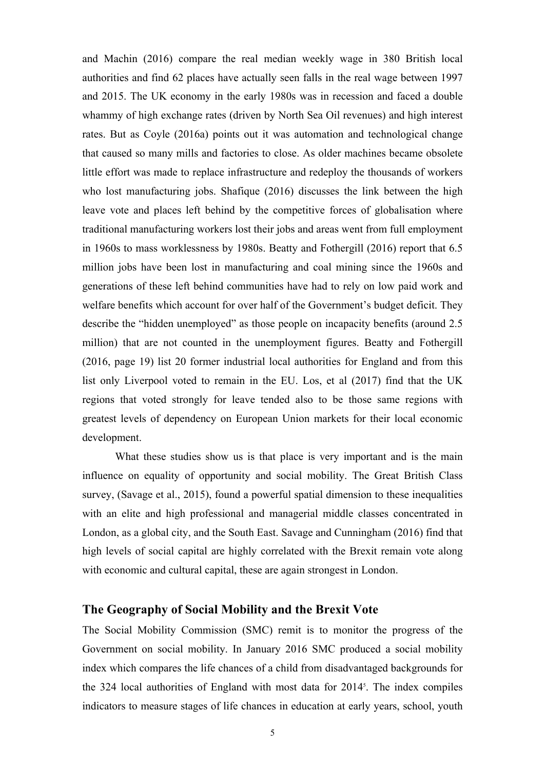and Machin (2016) compare the real median weekly wage in 380 British local authorities and find 62 places have actually seen falls in the real wage between 1997 and 2015. The UK economy in the early 1980s was in recession and faced a double whammy of high exchange rates (driven by North Sea Oil revenues) and high interest rates. But as Coyle (2016a) points out it was automation and technological change that caused so many mills and factories to close. As older machines became obsolete little effort was made to replace infrastructure and redeploy the thousands of workers who lost manufacturing jobs. Shafique (2016) discusses the link between the high leave vote and places left behind by the competitive forces of globalisation where traditional manufacturing workers lost their jobs and areas went from full employment in 1960s to mass worklessness by 1980s. Beatty and Fothergill (2016) report that 6.5 million jobs have been lost in manufacturing and coal mining since the 1960s and generations of these left behind communities have had to rely on low paid work and welfare benefits which account for over half of the Government's budget deficit. They describe the "hidden unemployed" as those people on incapacity benefits (around 2.5 million) that are not counted in the unemployment figures. Beatty and Fothergill (2016, page 19) list 20 former industrial local authorities for England and from this list only Liverpool voted to remain in the EU. Los, et al (2017) find that the UK regions that voted strongly for leave tended also to be those same regions with greatest levels of dependency on European Union markets for their local economic development.

What these studies show us is that place is very important and is the main influence on equality of opportunity and social mobility. The Great British Class survey, (Savage et al., 2015), found a powerful spatial dimension to these inequalities with an elite and high professional and managerial middle classes concentrated in London, as a global city, and the South East. Savage and Cunningham (2016) find that high levels of social capital are highly correlated with the Brexit remain vote along with economic and cultural capital, these are again strongest in London.

## The Geography of Social Mobility and the Brexit Vote

The Social Mobility Commission (SMC) remit is to monitor the progress of the Government on social mobility. In January 2016 SMC produced a social mobility index which compares the life chances of a child from disadvantaged backgrounds for the 324 local authorities of England with most data for 2014[5]. The index compiles indicators to measure stages of life chances in education at early years, school, youth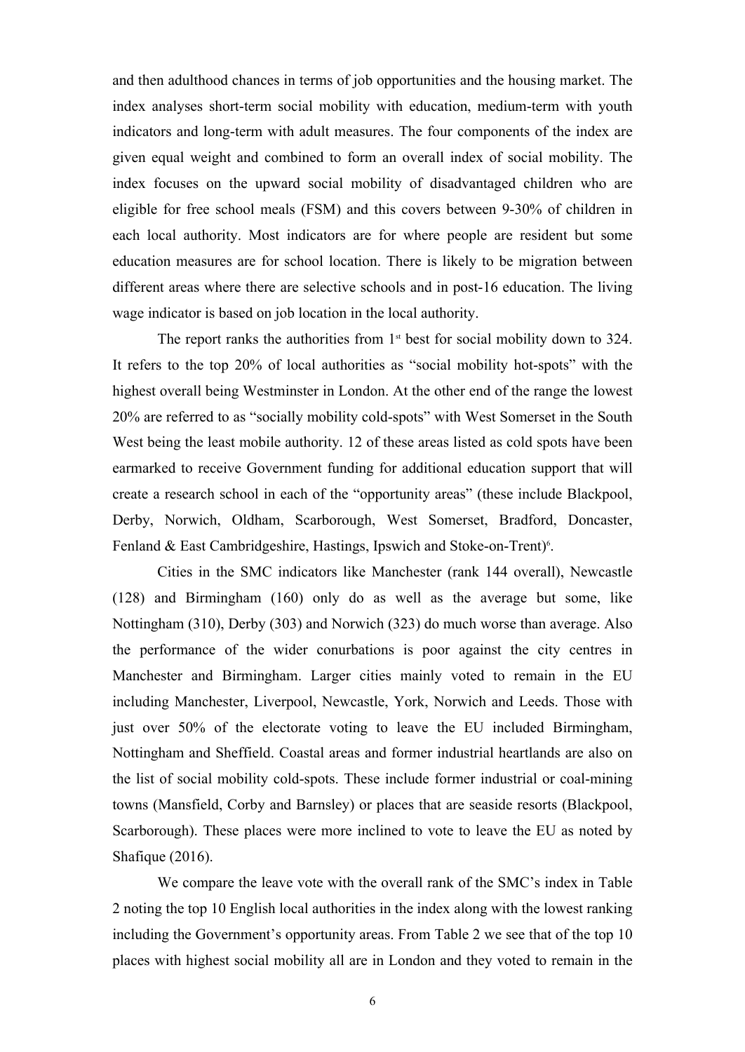and then adulthood chances in terms of job opportunities and the housing market. The index analyses short-term social mobility with education, medium-term with youth indicators and long-term with adult measures. The four components of the index are given equal weight and combined to form an overall index of social mobility. The index focuses on the upward social mobility of disadvantaged children who are eligible for free school meals (FSM) and this covers between 9-30% of children in each local authority. Most indicators are for where people are resident but some education measures are for school location. There is likely to be migration between different areas where there are selective schools and in post-16 education. The living wage indicator is based on job location in the local authority.

The report ranks the authorities from 1st best for social mobility down to 324. It refers to the top 20% of local authorities as "social mobility hot-spots" with the highest overall being Westminster in London. At the other end of the range the lowest 20% are referred to as "socially mobility cold-spots" with West Somerset in the South West being the least mobile authority. 12 of these areas listed as cold spots have been earmarked to receive Government funding for additional education support that will create a research school in each of the "opportunity areas" (these include Blackpool, Derby, Norwich, Oldham, Scarborough, West Somerset, Bradford, Doncaster, Fenland & East Cambridgeshire, Hastings, Ipswich and Stoke-on-Trent)[6].

Cities in the SMC indicators like Manchester (rank 144 overall), Newcastle (128) and Birmingham (160) only do as well as the average but some, like Nottingham (310), Derby (303) and Norwich (323) do much worse than average. Also the performance of the wider conurbations is poor against the city centres in Manchester and Birmingham. Larger cities mainly voted to remain in the EU including Manchester, Liverpool, Newcastle, York, Norwich and Leeds. Those with just over 50% of the electorate voting to leave the EU included Birmingham, Nottingham and Sheffield. Coastal areas and former industrial heartlands are also on the list of social mobility cold-spots. These include former industrial or coal-mining towns (Mansfield, Corby and Barnsley) or places that are seaside resorts (Blackpool, Scarborough). These places were more inclined to vote to leave the EU as noted by Shafique (2016).

We compare the leave vote with the overall rank of the SMC's index in Table 2 noting the top 10 English local authorities in the index along with the lowest ranking including the Government's opportunity areas. From Table 2 we see that of the top 10 places with highest social mobility all are in London and they voted to remain in the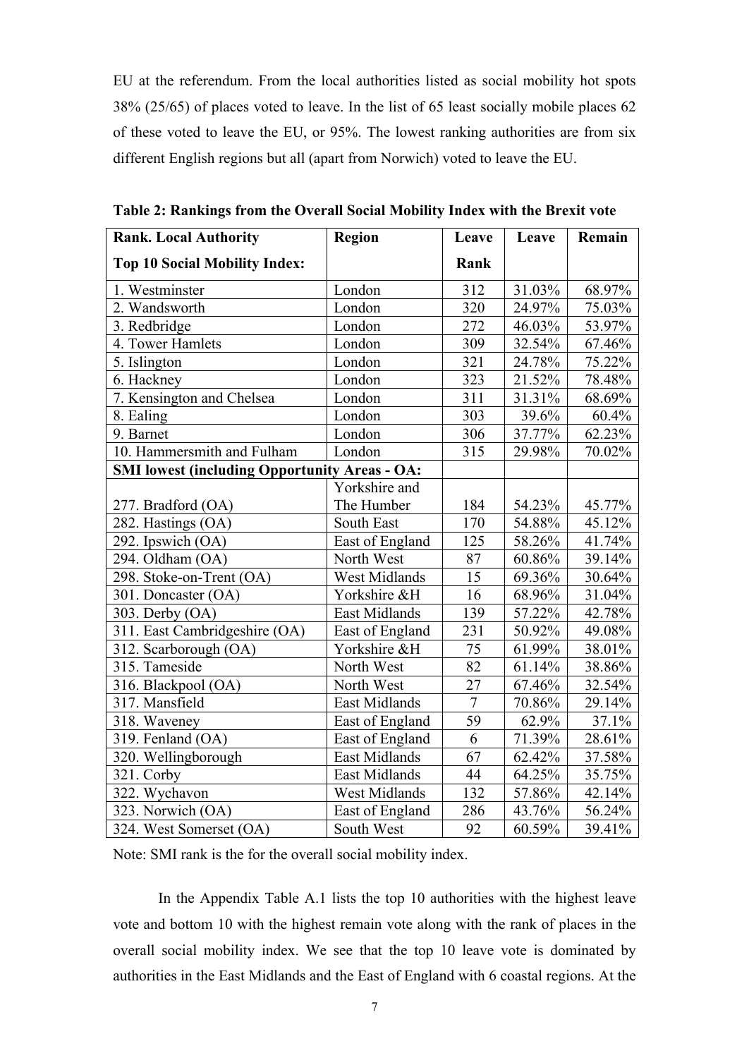EU at the referendum. From the local authorities listed as social mobility hot spots 38% (25/65) of places voted to leave. In the list of 65 least socially mobile places 62 of these voted to leave the EU, or 95%. The lowest ranking authorities are from six different English regions but all (apart from Norwich) voted to leave the EU.

**Table 2: Rankings from the Overall Social Mobility Index with the Brexit vote**

| Rank. Local Authority<br>Top 10 Social Mobility Index: | Region | Leave Rank | Leave | Remain |
|---|---|---|---|---|
| 1. Westminster | London | 312 | 31.03% | 68.97% |
| 2. Wandsworth | London | 320 | 24.97% | 75.03% |
| 3. Redbridge | London | 272 | 46.03% | 53.97% |
| 4. Tower Hamlets | London | 309 | 32.54% | 67.46% |
| 5. Islington | London | 321 | 24.78% | 75.22% |
| 6. Hackney | London | 323 | 21.52% | 78.48% |
| 7. Kensington and Chelsea | London | 311 | 31.31% | 68.69% |
| 8. Ealing | London | 303 | 39.6% | 60.4% |
| 9. Barnet | London | 306 | 37.77% | 62.23% |
| 10. Hammersmith and Fulham | London | 315 | 29.98% | 70.02% |
| **SMI lowest (including Opportunity Areas - OA:** | | | | |
| 277. Bradford (OA) | Yorkshire and The Humber | 184 | 54.23% | 45.77% |
| 282. Hastings (OA) | South East | 170 | 54.88% | 45.12% |
| 292. Ipswich (OA) | East of England | 125 | 58.26% | 41.74% |
| 294. Oldham (OA) | North West | 87 | 60.86% | 39.14% |
| 298. Stoke-on-Trent (OA) | West Midlands | 15 | 69.36% | 30.64% |
| 301. Doncaster (OA) | Yorkshire &H | 16 | 68.96% | 31.04% |
| 303. Derby (OA) | East Midlands | 139 | 57.22% | 42.78% |
| 311. East Cambridgeshire (OA) | East of England | 231 | 50.92% | 49.08% |
| 312. Scarborough (OA) | Yorkshire &H | 75 | 61.99% | 38.01% |
| 315. Tameside | North West | 82 | 61.14% | 38.86% |
| 316. Blackpool (OA) | North West | 27 | 67.46% | 32.54% |
| 317. Mansfield | East Midlands | 7 | 70.86% | 29.14% |
| 318. Waveney | East of England | 59 | 62.9% | 37.1% |
| 319. Fenland (OA) | East of England | 6 | 71.39% | 28.61% |
| 320. Wellingborough | East Midlands | 67 | 62.42% | 37.58% |
| 321. Corby | East Midlands | 44 | 64.25% | 35.75% |
| 322. Wychavon | West Midlands | 132 | 57.86% | 42.14% |
| 323. Norwich (OA) | East of England | 286 | 43.76% | 56.24% |
| 324. West Somerset (OA) | South West | 92 | 60.59% | 39.41% |

Note: SMI rank is the for the overall social mobility index.

In the Appendix Table A.1 lists the top 10 authorities with the highest leave vote and bottom 10 with the highest remain vote along with the rank of places in the overall social mobility index. We see that the top 10 leave vote is dominated by authorities in the East Midlands and the East of England with 6 coastal regions. At the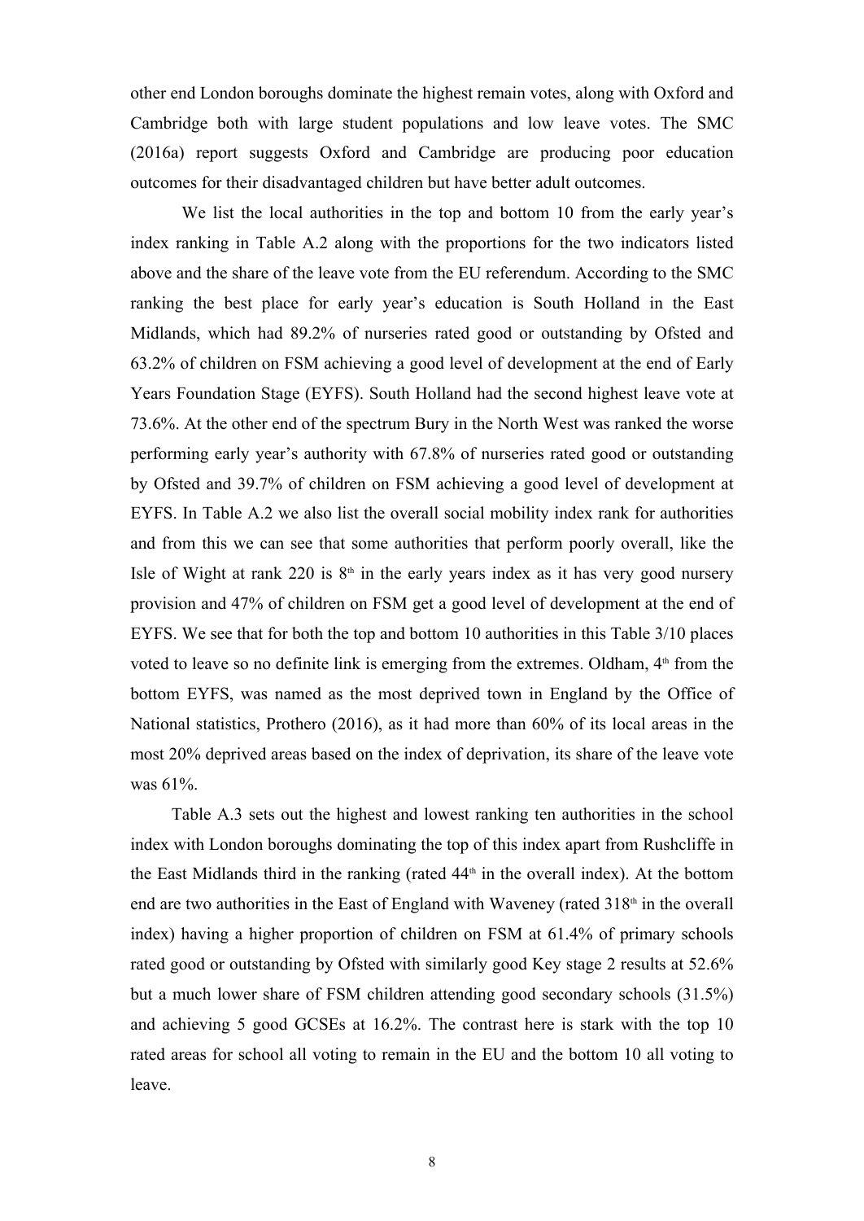other end London boroughs dominate the highest remain votes, along with Oxford and Cambridge both with large student populations and low leave votes. The SMC (2016a) report suggests Oxford and Cambridge are producing poor education outcomes for their disadvantaged children but have better adult outcomes.

We list the local authorities in the top and bottom 10 from the early year's index ranking in Table A.2 along with the proportions for the two indicators listed above and the share of the leave vote from the EU referendum. According to the SMC ranking the best place for early year's education is South Holland in the East Midlands, which had 89.2% of nurseries rated good or outstanding by Ofsted and 63.2% of children on FSM achieving a good level of development at the end of Early Years Foundation Stage (EYFS). South Holland had the second highest leave vote at 73.6%. At the other end of the spectrum Bury in the North West was ranked the worse performing early year's authority with 67.8% of nurseries rated good or outstanding by Ofsted and 39.7% of children on FSM achieving a good level of development at EYFS. In Table A.2 we also list the overall social mobility index rank for authorities and from this we can see that some authorities that perform poorly overall, like the Isle of Wight at rank 220 is 8th in the early years index as it has very good nursery provision and 47% of children on FSM get a good level of development at the end of EYFS. We see that for both the top and bottom 10 authorities in this Table 3/10 places voted to leave so no definite link is emerging from the extremes. Oldham, 4th from the bottom EYFS, was named as the most deprived town in England by the Office of National statistics, Prothero (2016), as it had more than 60% of its local areas in the most 20% deprived areas based on the index of deprivation, its share of the leave vote was 61%.

Table A.3 sets out the highest and lowest ranking ten authorities in the school index with London boroughs dominating the top of this index apart from Rushcliffe in the East Midlands third in the ranking (rated 44th in the overall index). At the bottom end are two authorities in the East of England with Waveney (rated 318th in the overall index) having a higher proportion of children on FSM at 61.4% of primary schools rated good or outstanding by Ofsted with similarly good Key stage 2 results at 52.6% but a much lower share of FSM children attending good secondary schools (31.5%) and achieving 5 good GCSEs at 16.2%. The contrast here is stark with the top 10 rated areas for school all voting to remain in the EU and the bottom 10 all voting to leave.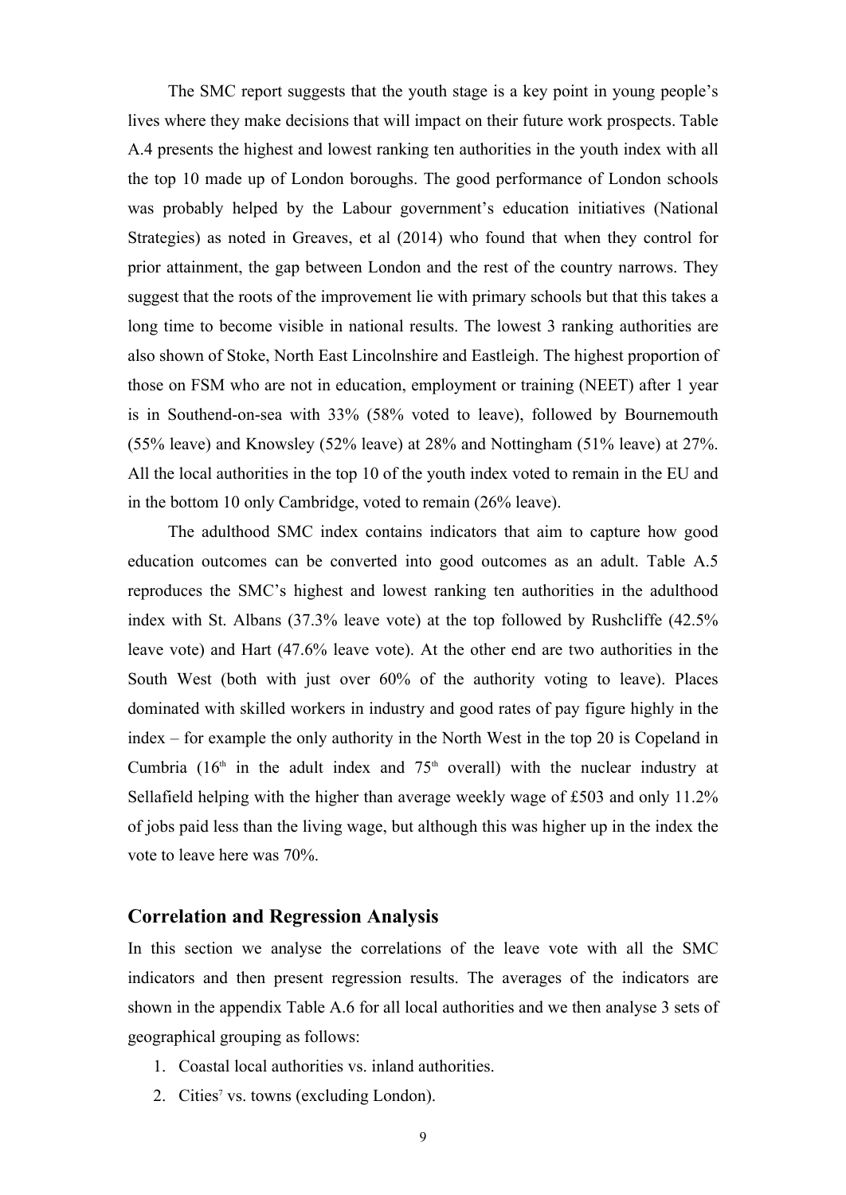The SMC report suggests that the youth stage is a key point in young people's lives where they make decisions that will impact on their future work prospects. Table A.4 presents the highest and lowest ranking ten authorities in the youth index with all the top 10 made up of London boroughs. The good performance of London schools was probably helped by the Labour government's education initiatives (National Strategies) as noted in Greaves, et al (2014) who found that when they control for prior attainment, the gap between London and the rest of the country narrows. They suggest that the roots of the improvement lie with primary schools but that this takes a long time to become visible in national results. The lowest 3 ranking authorities are also shown of Stoke, North East Lincolnshire and Eastleigh. The highest proportion of those on FSM who are not in education, employment or training (NEET) after 1 year is in Southend-on-sea with 33% (58% voted to leave), followed by Bournemouth (55% leave) and Knowsley (52% leave) at 28% and Nottingham (51% leave) at 27%. All the local authorities in the top 10 of the youth index voted to remain in the EU and in the bottom 10 only Cambridge, voted to remain (26% leave).

The adulthood SMC index contains indicators that aim to capture how good education outcomes can be converted into good outcomes as an adult. Table A.5 reproduces the SMC's highest and lowest ranking ten authorities in the adulthood index with St. Albans (37.3% leave vote) at the top followed by Rushcliffe (42.5% leave vote) and Hart (47.6% leave vote). At the other end are two authorities in the South West (both with just over 60% of the authority voting to leave). Places dominated with skilled workers in industry and good rates of pay figure highly in the index – for example the only authority in the North West in the top 20 is Copeland in Cumbria (16th in the adult index and 75th overall) with the nuclear industry at Sellafield helping with the higher than average weekly wage of £503 and only 11.2% of jobs paid less than the living wage, but although this was higher up in the index the vote to leave here was 70%.

## Correlation and Regression Analysis

In this section we analyse the correlations of the leave vote with all the SMC indicators and then present regression results. The averages of the indicators are shown in the appendix Table A.6 for all local authorities and we then analyse 3 sets of geographical grouping as follows:

1. Coastal local authorities vs. inland authorities.
2. Cities[7] vs. towns (excluding London).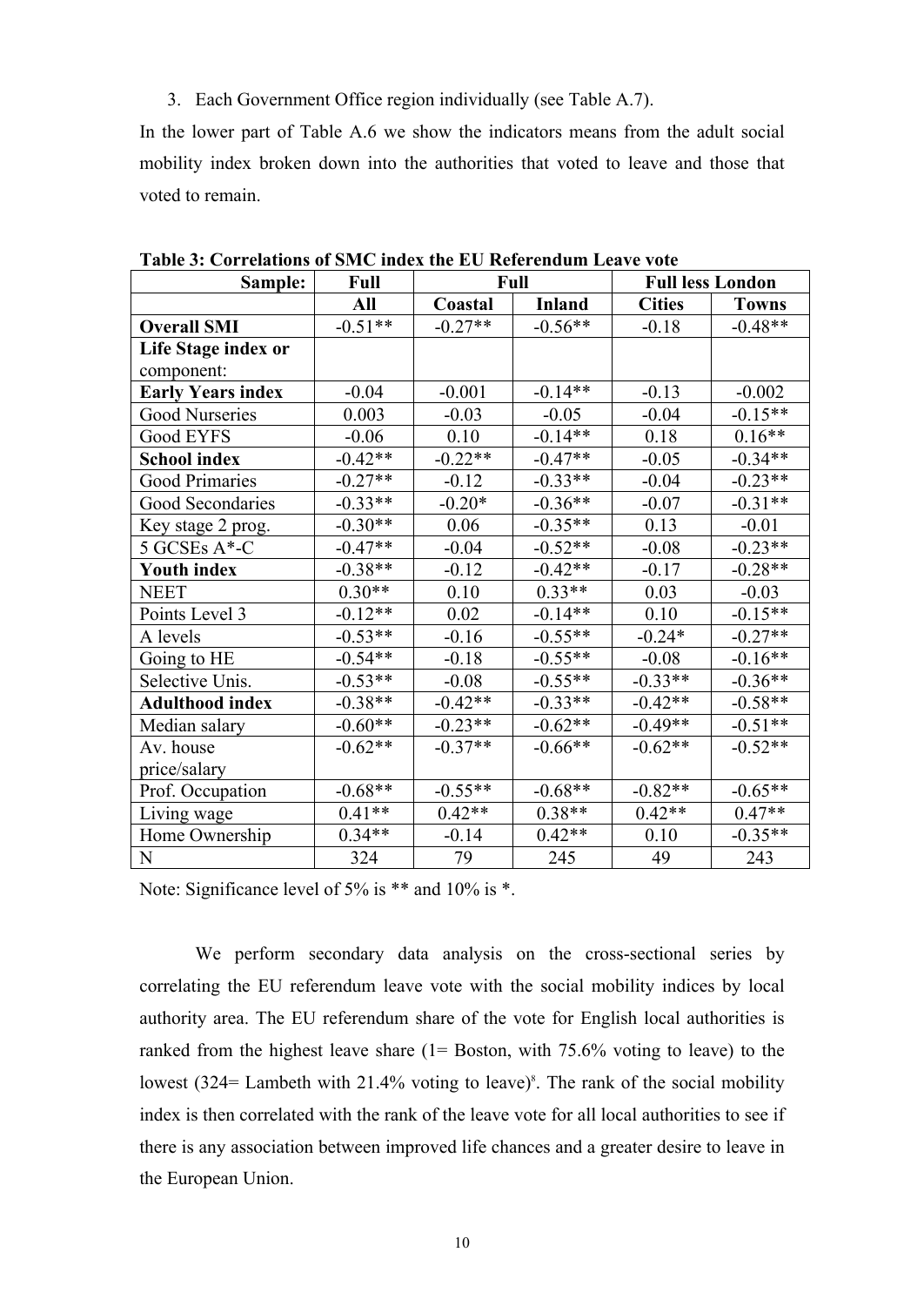3. Each Government Office region individually (see Table A.7).

In the lower part of Table A.6 we show the indicators means from the adult social mobility index broken down into the authorities that voted to leave and those that voted to remain.

**Table 3: Correlations of SMC index the EU Referendum Leave vote**

| Sample: | Full | Full | | Full less London | |
|---|---|---|---|---|---|
| | **All** | **Coastal** | **Inland** | **Cities** | **Towns** |
| **Overall SMI** | -0.51** | -0.27** | -0.56** | -0.18 | -0.48** |
| **Life Stage index or** component: | | | | | |
| **Early Years index** | -0.04 | -0.001 | -0.14** | -0.13 | -0.002 |
| Good Nurseries | 0.003 | -0.03 | -0.05 | -0.04 | -0.15** |
| Good EYFS | -0.06 | 0.10 | -0.14** | 0.18 | 0.16** |
| **School index** | -0.42** | -0.22** | -0.47** | -0.05 | -0.34** |
| Good Primaries | -0.27** | -0.12 | -0.33** | -0.04 | -0.23** |
| Good Secondaries | -0.33** | -0.20* | -0.36** | -0.07 | -0.31** |
| Key stage 2 prog. | -0.30** | 0.06 | -0.35** | 0.13 | -0.01 |
| 5 GCSEs A*-C | -0.47** | -0.04 | -0.52** | -0.08 | -0.23** |
| **Youth index** | -0.38** | -0.12 | -0.42** | -0.17 | -0.28** |
| NEET | 0.30** | 0.10 | 0.33** | 0.03 | -0.03 |
| Points Level 3 | -0.12** | 0.02 | -0.14** | 0.10 | -0.15** |
| A levels | -0.53** | -0.16 | -0.55** | -0.24* | -0.27** |
| Going to HE | -0.54** | -0.18 | -0.55** | -0.08 | -0.16** |
| Selective Unis. | -0.53** | -0.08 | -0.55** | -0.33** | -0.36** |
| **Adulthood index** | -0.38** | -0.42** | -0.33** | -0.42** | -0.58** |
| Median salary | -0.60** | -0.23** | -0.62** | -0.49** | -0.51** |
| Av. house price/salary | -0.62** | -0.37** | -0.66** | -0.62** | -0.52** |
| Prof. Occupation | -0.68** | -0.55** | -0.68** | -0.82** | -0.65** |
| Living wage | 0.41** | 0.42** | 0.38** | 0.42** | 0.47** |
| Home Ownership | 0.34** | -0.14 | 0.42** | 0.10 | -0.35** |
| N | 324 | 79 | 245 | 49 | 243 |

Note: Significance level of 5% is ** and 10% is *.

We perform secondary data analysis on the cross-sectional series by correlating the EU referendum leave vote with the social mobility indices by local authority area. The EU referendum share of the vote for English local authorities is ranked from the highest leave share (1= Boston, with 75.6% voting to leave) to the lowest (324= Lambeth with 21.4% voting to leave)[8]. The rank of the social mobility index is then correlated with the rank of the leave vote for all local authorities to see if there is any association between improved life chances and a greater desire to leave in the European Union.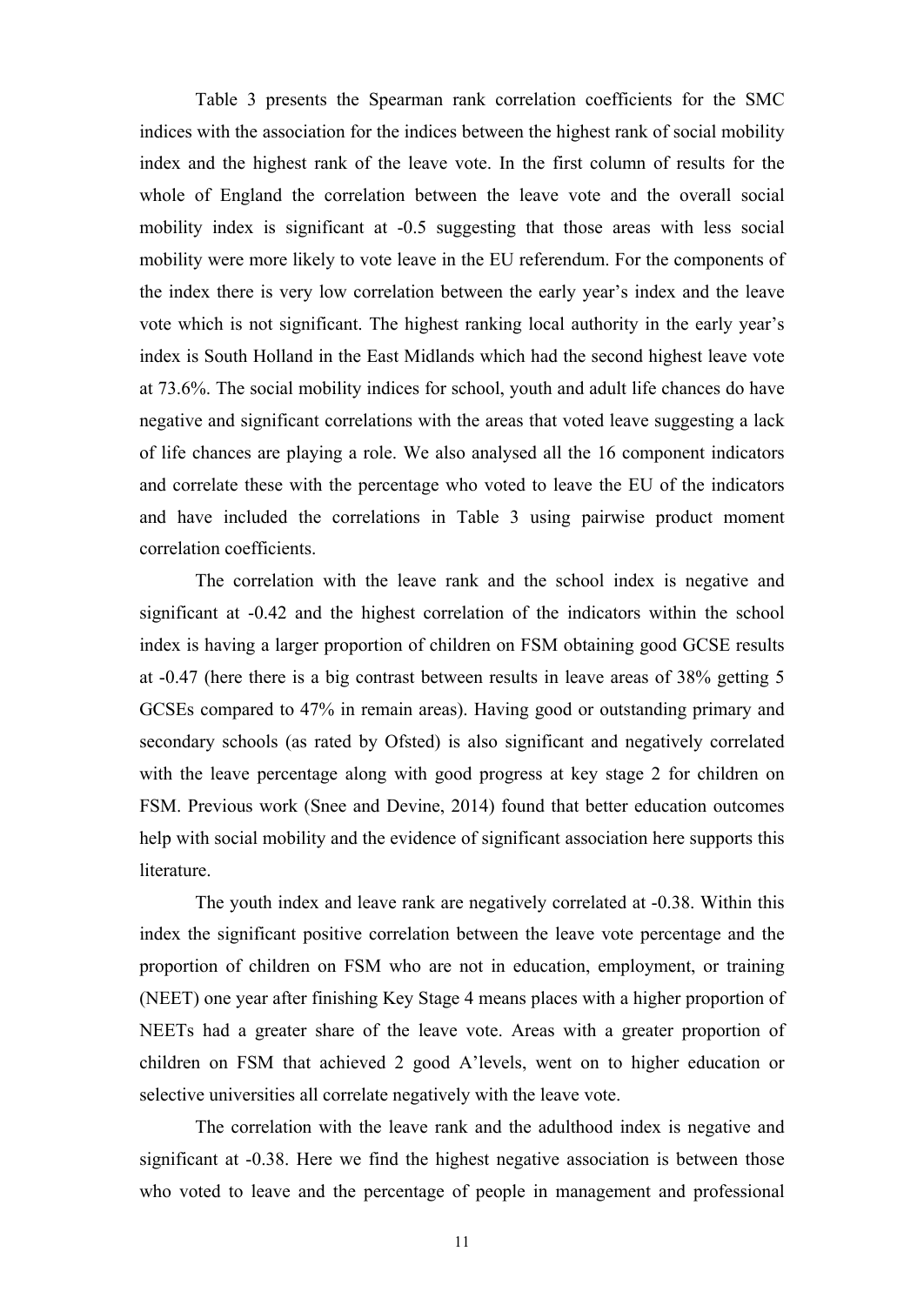Table 3 presents the Spearman rank correlation coefficients for the SMC indices with the association for the indices between the highest rank of social mobility index and the highest rank of the leave vote. In the first column of results for the whole of England the correlation between the leave vote and the overall social mobility index is significant at -0.5 suggesting that those areas with less social mobility were more likely to vote leave in the EU referendum. For the components of the index there is very low correlation between the early year's index and the leave vote which is not significant. The highest ranking local authority in the early year's index is South Holland in the East Midlands which had the second highest leave vote at 73.6%. The social mobility indices for school, youth and adult life chances do have negative and significant correlations with the areas that voted leave suggesting a lack of life chances are playing a role. We also analysed all the 16 component indicators and correlate these with the percentage who voted to leave the EU of the indicators and have included the correlations in Table 3 using pairwise product moment correlation coefficients.

The correlation with the leave rank and the school index is negative and significant at -0.42 and the highest correlation of the indicators within the school index is having a larger proportion of children on FSM obtaining good GCSE results at -0.47 (here there is a big contrast between results in leave areas of 38% getting 5 GCSEs compared to 47% in remain areas). Having good or outstanding primary and secondary schools (as rated by Ofsted) is also significant and negatively correlated with the leave percentage along with good progress at key stage 2 for children on FSM. Previous work (Snee and Devine, 2014) found that better education outcomes help with social mobility and the evidence of significant association here supports this literature.

The youth index and leave rank are negatively correlated at -0.38. Within this index the significant positive correlation between the leave vote percentage and the proportion of children on FSM who are not in education, employment, or training (NEET) one year after finishing Key Stage 4 means places with a higher proportion of NEETs had a greater share of the leave vote. Areas with a greater proportion of children on FSM that achieved 2 good A'levels, went on to higher education or selective universities all correlate negatively with the leave vote.

The correlation with the leave rank and the adulthood index is negative and significant at -0.38. Here we find the highest negative association is between those who voted to leave and the percentage of people in management and professional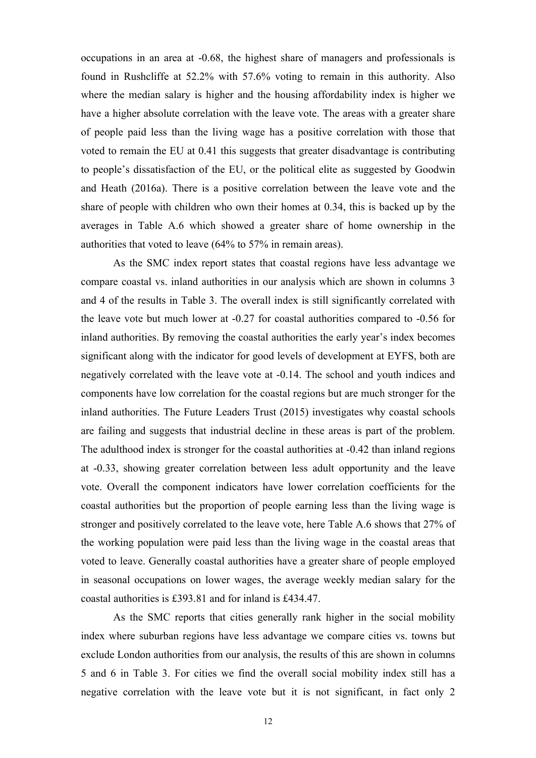occupations in an area at -0.68, the highest share of managers and professionals is found in Rushcliffe at 52.2% with 57.6% voting to remain in this authority. Also where the median salary is higher and the housing affordability index is higher we have a higher absolute correlation with the leave vote. The areas with a greater share of people paid less than the living wage has a positive correlation with those that voted to remain the EU at 0.41 this suggests that greater disadvantage is contributing to people's dissatisfaction of the EU, or the political elite as suggested by Goodwin and Heath (2016a). There is a positive correlation between the leave vote and the share of people with children who own their homes at 0.34, this is backed up by the averages in Table A.6 which showed a greater share of home ownership in the authorities that voted to leave (64% to 57% in remain areas).

As the SMC index report states that coastal regions have less advantage we compare coastal vs. inland authorities in our analysis which are shown in columns 3 and 4 of the results in Table 3. The overall index is still significantly correlated with the leave vote but much lower at -0.27 for coastal authorities compared to -0.56 for inland authorities. By removing the coastal authorities the early year's index becomes significant along with the indicator for good levels of development at EYFS, both are negatively correlated with the leave vote at -0.14. The school and youth indices and components have low correlation for the coastal regions but are much stronger for the inland authorities. The Future Leaders Trust (2015) investigates why coastal schools are failing and suggests that industrial decline in these areas is part of the problem. The adulthood index is stronger for the coastal authorities at -0.42 than inland regions at -0.33, showing greater correlation between less adult opportunity and the leave vote. Overall the component indicators have lower correlation coefficients for the coastal authorities but the proportion of people earning less than the living wage is stronger and positively correlated to the leave vote, here Table A.6 shows that 27% of the working population were paid less than the living wage in the coastal areas that voted to leave. Generally coastal authorities have a greater share of people employed in seasonal occupations on lower wages, the average weekly median salary for the coastal authorities is £393.81 and for inland is £434.47.

As the SMC reports that cities generally rank higher in the social mobility index where suburban regions have less advantage we compare cities vs. towns but exclude London authorities from our analysis, the results of this are shown in columns 5 and 6 in Table 3. For cities we find the overall social mobility index still has a negative correlation with the leave vote but it is not significant, in fact only 2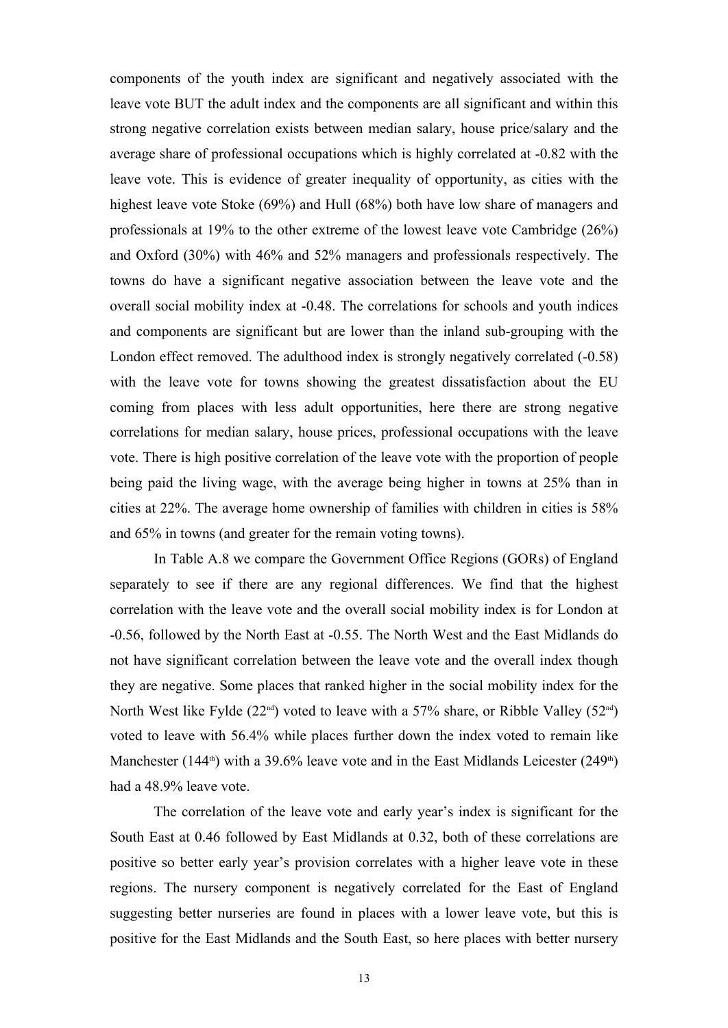components of the youth index are significant and negatively associated with the leave vote BUT the adult index and the components are all significant and within this strong negative correlation exists between median salary, house price/salary and the average share of professional occupations which is highly correlated at -0.82 with the leave vote. This is evidence of greater inequality of opportunity, as cities with the highest leave vote Stoke (69%) and Hull (68%) both have low share of managers and professionals at 19% to the other extreme of the lowest leave vote Cambridge (26%) and Oxford (30%) with 46% and 52% managers and professionals respectively. The towns do have a significant negative association between the leave vote and the overall social mobility index at -0.48. The correlations for schools and youth indices and components are significant but are lower than the inland sub-grouping with the London effect removed. The adulthood index is strongly negatively correlated (-0.58) with the leave vote for towns showing the greatest dissatisfaction about the EU coming from places with less adult opportunities, here there are strong negative correlations for median salary, house prices, professional occupations with the leave vote. There is high positive correlation of the leave vote with the proportion of people being paid the living wage, with the average being higher in towns at 25% than in cities at 22%. The average home ownership of families with children in cities is 58% and 65% in towns (and greater for the remain voting towns).

In Table A.8 we compare the Government Office Regions (GORs) of England separately to see if there are any regional differences. We find that the highest correlation with the leave vote and the overall social mobility index is for London at -0.56, followed by the North East at -0.55. The North West and the East Midlands do not have significant correlation between the leave vote and the overall index though they are negative. Some places that ranked higher in the social mobility index for the North West like Fylde (22nd) voted to leave with a 57% share, or Ribble Valley (52nd) voted to leave with 56.4% while places further down the index voted to remain like Manchester (144th) with a 39.6% leave vote and in the East Midlands Leicester (249th) had a 48.9% leave vote.

The correlation of the leave vote and early year's index is significant for the South East at 0.46 followed by East Midlands at 0.32, both of these correlations are positive so better early year's provision correlates with a higher leave vote in these regions. The nursery component is negatively correlated for the East of England suggesting better nurseries are found in places with a lower leave vote, but this is positive for the East Midlands and the South East, so here places with better nursery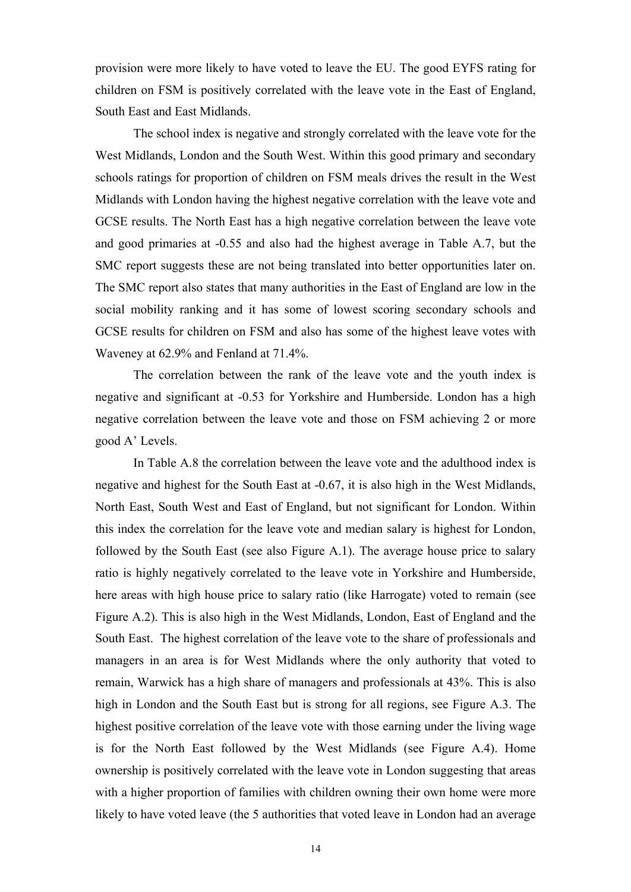provision were more likely to have voted to leave the EU. The good EYFS rating for children on FSM is positively correlated with the leave vote in the East of England, South East and East Midlands.

The school index is negative and strongly correlated with the leave vote for the West Midlands, London and the South West. Within this good primary and secondary schools ratings for proportion of children on FSM meals drives the result in the West Midlands with London having the highest negative correlation with the leave vote and GCSE results. The North East has a high negative correlation between the leave vote and good primaries at -0.55 and also had the highest average in Table A.7, but the SMC report suggests these are not being translated into better opportunities later on. The SMC report also states that many authorities in the East of England are low in the social mobility ranking and it has some of lowest scoring secondary schools and GCSE results for children on FSM and also has some of the highest leave votes with Waveney at 62.9% and Fenland at 71.4%.

The correlation between the rank of the leave vote and the youth index is negative and significant at -0.53 for Yorkshire and Humberside. London has a high negative correlation between the leave vote and those on FSM achieving 2 or more good A' Levels.

In Table A.8 the correlation between the leave vote and the adulthood index is negative and highest for the South East at -0.67, it is also high in the West Midlands, North East, South West and East of England, but not significant for London. Within this index the correlation for the leave vote and median salary is highest for London, followed by the South East (see also Figure A.1). The average house price to salary ratio is highly negatively correlated to the leave vote in Yorkshire and Humberside, here areas with high house price to salary ratio (like Harrogate) voted to remain (see Figure A.2). This is also high in the West Midlands, London, East of England and the South East. The highest correlation of the leave vote to the share of professionals and managers in an area is for West Midlands where the only authority that voted to remain, Warwick has a high share of managers and professionals at 43%. This is also high in London and the South East but is strong for all regions, see Figure A.3. The highest positive correlation of the leave vote with those earning under the living wage is for the North East followed by the West Midlands (see Figure A.4). Home ownership is positively correlated with the leave vote in London suggesting that areas with a higher proportion of families with children owning their own home were more likely to have voted leave (the 5 authorities that voted leave in London had an average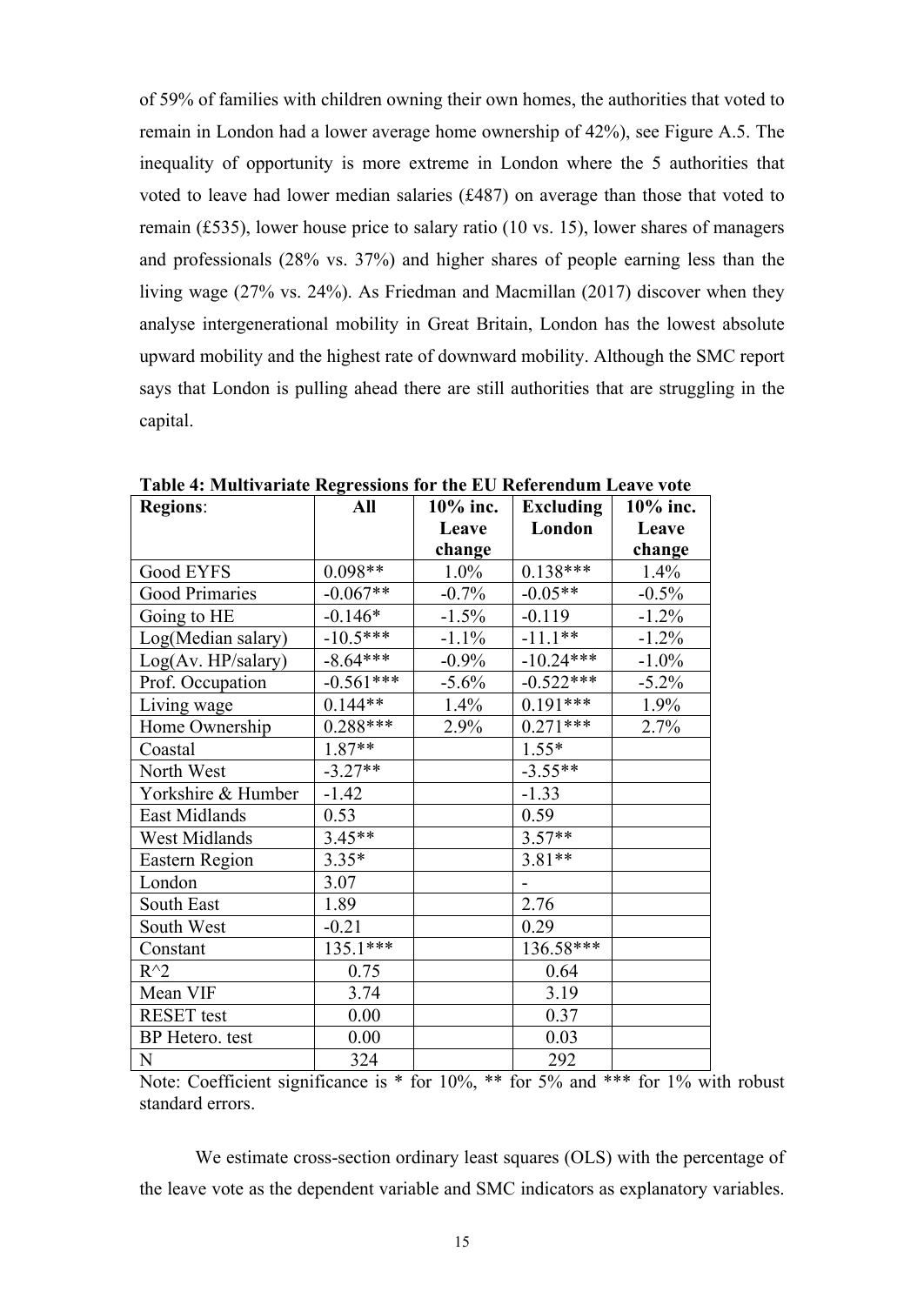of 59% of families with children owning their own homes, the authorities that voted to remain in London had a lower average home ownership of 42%), see Figure A.5. The inequality of opportunity is more extreme in London where the 5 authorities that voted to leave had lower median salaries (£487) on average than those that voted to remain (£535), lower house price to salary ratio (10 vs. 15), lower shares of managers and professionals (28% vs. 37%) and higher shares of people earning less than the living wage (27% vs. 24%). As Friedman and Macmillan (2017) discover when they analyse intergenerational mobility in Great Britain, London has the lowest absolute upward mobility and the highest rate of downward mobility. Although the SMC report says that London is pulling ahead there are still authorities that are struggling in the capital.

**Table 4: Multivariate Regressions for the EU Referendum Leave vote**

| **Regions**: | **All** | **10% inc. Leave change** | **Excluding London** | **10% inc. Leave change** |
|---|---|---|---|---|
| Good EYFS | 0.098** | 1.0% | 0.138*** | 1.4% |
| Good Primaries | -0.067** | -0.7% | -0.05** | -0.5% |
| Going to HE | -0.146* | -1.5% | -0.119 | -1.2% |
| Log(Median salary) | -10.5*** | -1.1% | -11.1** | -1.2% |
| Log(Av. HP/salary) | -8.64*** | -0.9% | -10.24*** | -1.0% |
| Prof. Occupation | -0.561*** | -5.6% | -0.522*** | -5.2% |
| Living wage | 0.144** | 1.4% | 0.191*** | 1.9% |
| Home Ownership | 0.288*** | 2.9% | 0.271*** | 2.7% |
| Coastal | 1.87** | | 1.55* | |
| North West | -3.27** | | -3.55** | |
| Yorkshire & Humber | -1.42 | | -1.33 | |
| East Midlands | 0.53 | | 0.59 | |
| West Midlands | 3.45** | | 3.57** | |
| Eastern Region | 3.35* | | 3.81** | |
| London | 3.07 | | - | |
| South East | 1.89 | | 2.76 | |
| South West | -0.21 | | 0.29 | |
| Constant | 135.1*** | | 136.58*** | |
| $R^2$ | 0.75 | | 0.64 | |
| Mean VIF | 3.74 | | 3.19 | |
| RESET test | 0.00 | | 0.37 | |
| BP Hetero. test | 0.00 | | 0.03 | |
| N | 324 | | 292 | |

Note: Coefficient significance is * for 10%, ** for 5% and *** for 1% with robust standard errors.

We estimate cross-section ordinary least squares (OLS) with the percentage of the leave vote as the dependent variable and SMC indicators as explanatory variables.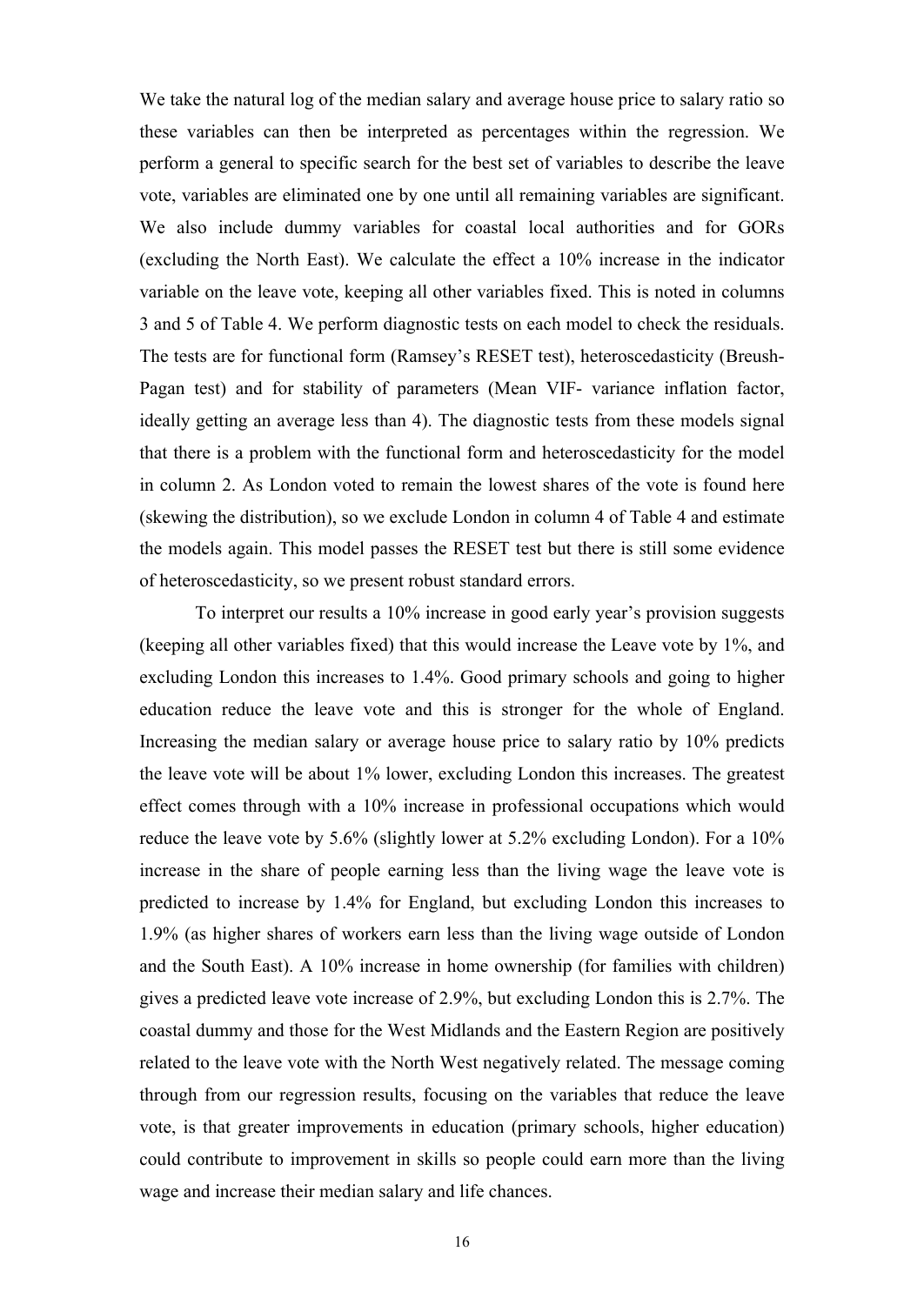We take the natural log of the median salary and average house price to salary ratio so these variables can then be interpreted as percentages within the regression. We perform a general to specific search for the best set of variables to describe the leave vote, variables are eliminated one by one until all remaining variables are significant. We also include dummy variables for coastal local authorities and for GORs (excluding the North East). We calculate the effect a 10% increase in the indicator variable on the leave vote, keeping all other variables fixed. This is noted in columns 3 and 5 of Table 4. We perform diagnostic tests on each model to check the residuals. The tests are for functional form (Ramsey's RESET test), heteroscedasticity (Breush-Pagan test) and for stability of parameters (Mean VIF- variance inflation factor, ideally getting an average less than 4). The diagnostic tests from these models signal that there is a problem with the functional form and heteroscedasticity for the model in column 2. As London voted to remain the lowest shares of the vote is found here (skewing the distribution), so we exclude London in column 4 of Table 4 and estimate the models again. This model passes the RESET test but there is still some evidence of heteroscedasticity, so we present robust standard errors.

To interpret our results a 10% increase in good early year's provision suggests (keeping all other variables fixed) that this would increase the Leave vote by 1%, and excluding London this increases to 1.4%. Good primary schools and going to higher education reduce the leave vote and this is stronger for the whole of England. Increasing the median salary or average house price to salary ratio by 10% predicts the leave vote will be about 1% lower, excluding London this increases. The greatest effect comes through with a 10% increase in professional occupations which would reduce the leave vote by 5.6% (slightly lower at 5.2% excluding London). For a 10% increase in the share of people earning less than the living wage the leave vote is predicted to increase by 1.4% for England, but excluding London this increases to 1.9% (as higher shares of workers earn less than the living wage outside of London and the South East). A 10% increase in home ownership (for families with children) gives a predicted leave vote increase of 2.9%, but excluding London this is 2.7%. The coastal dummy and those for the West Midlands and the Eastern Region are positively related to the leave vote with the North West negatively related. The message coming through from our regression results, focusing on the variables that reduce the leave vote, is that greater improvements in education (primary schools, higher education) could contribute to improvement in skills so people could earn more than the living wage and increase their median salary and life chances.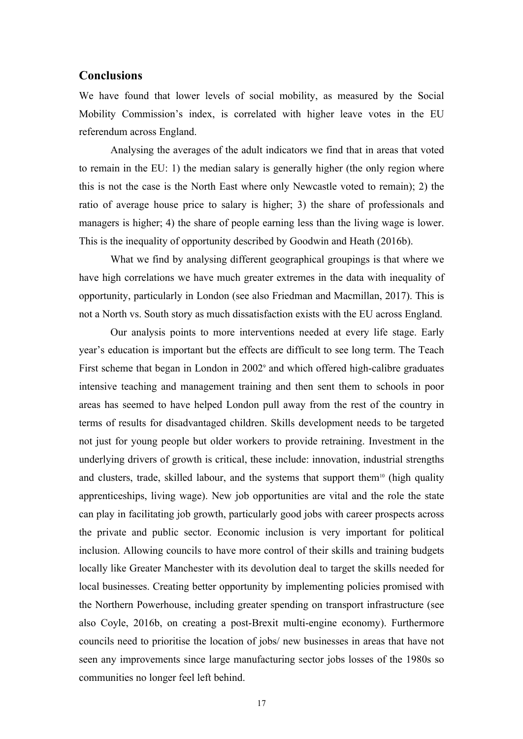## Conclusions

We have found that lower levels of social mobility, as measured by the Social Mobility Commission's index, is correlated with higher leave votes in the EU referendum across England.

Analysing the averages of the adult indicators we find that in areas that voted to remain in the EU: 1) the median salary is generally higher (the only region where this is not the case is the North East where only Newcastle voted to remain); 2) the ratio of average house price to salary is higher; 3) the share of professionals and managers is higher; 4) the share of people earning less than the living wage is lower. This is the inequality of opportunity described by Goodwin and Heath (2016b).

What we find by analysing different geographical groupings is that where we have high correlations we have much greater extremes in the data with inequality of opportunity, particularly in London (see also Friedman and Macmillan, 2017). This is not a North vs. South story as much dissatisfaction exists with the EU across England.

Our analysis points to more interventions needed at every life stage. Early year's education is important but the effects are difficult to see long term. The Teach First scheme that began in London in 2002[9] and which offered high-calibre graduates intensive teaching and management training and then sent them to schools in poor areas has seemed to have helped London pull away from the rest of the country in terms of results for disadvantaged children. Skills development needs to be targeted not just for young people but older workers to provide retraining. Investment in the underlying drivers of growth is critical, these include: innovation, industrial strengths and clusters, trade, skilled labour, and the systems that support them[10] (high quality apprenticeships, living wage). New job opportunities are vital and the role the state can play in facilitating job growth, particularly good jobs with career prospects across the private and public sector. Economic inclusion is very important for political inclusion. Allowing councils to have more control of their skills and training budgets locally like Greater Manchester with its devolution deal to target the skills needed for local businesses. Creating better opportunity by implementing policies promised with the Northern Powerhouse, including greater spending on transport infrastructure (see also Coyle, 2016b, on creating a post-Brexit multi-engine economy). Furthermore councils need to prioritise the location of jobs/ new businesses in areas that have not seen any improvements since large manufacturing sector jobs losses of the 1980s so communities no longer feel left behind.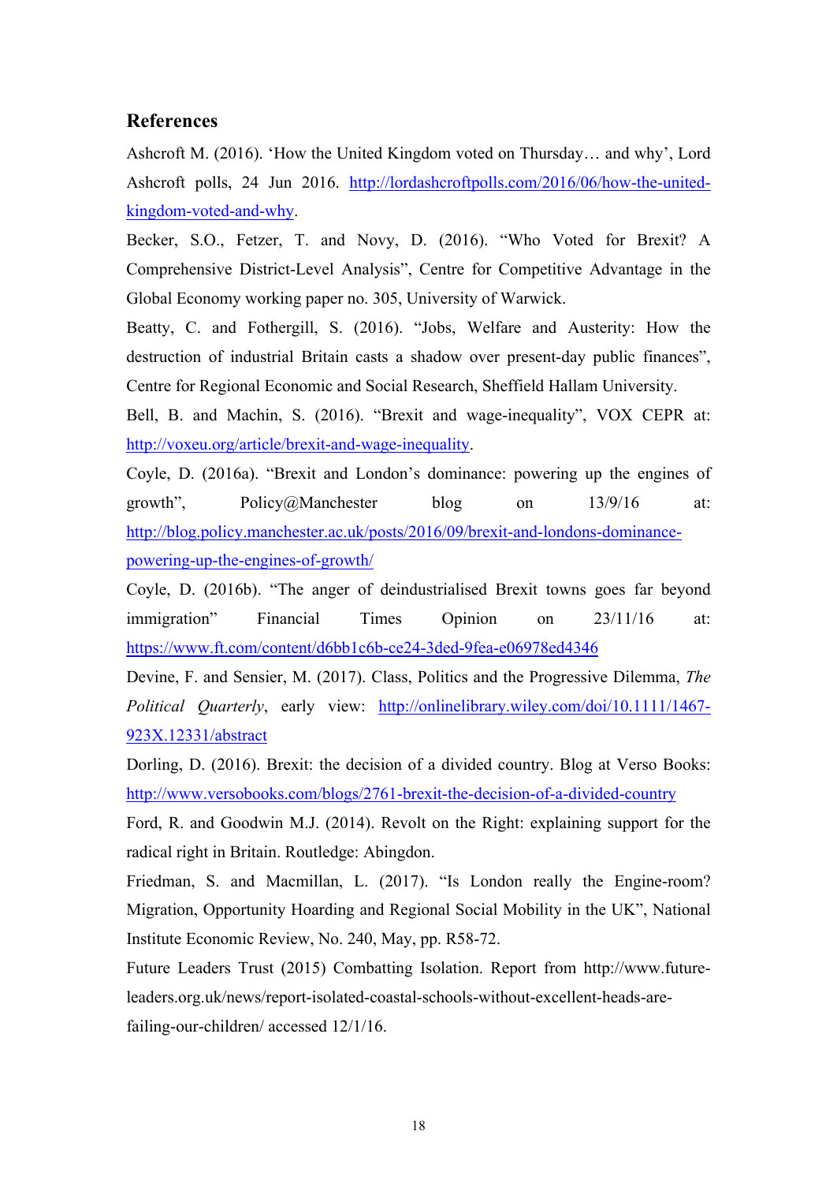## References

Ashcroft M. (2016). 'How the United Kingdom voted on Thursday… and why', Lord Ashcroft polls, 24 Jun 2016. http://lordashcroftpolls.com/2016/06/how-the-united-kingdom-voted-and-why.

Becker, S.O., Fetzer, T. and Novy, D. (2016). "Who Voted for Brexit? A Comprehensive District-Level Analysis", Centre for Competitive Advantage in the Global Economy working paper no. 305, University of Warwick.

Beatty, C. and Fothergill, S. (2016). "Jobs, Welfare and Austerity: How the destruction of industrial Britain casts a shadow over present-day public finances", Centre for Regional Economic and Social Research, Sheffield Hallam University.

Bell, B. and Machin, S. (2016). "Brexit and wage-inequality", VOX CEPR at: http://voxeu.org/article/brexit-and-wage-inequality.

Coyle, D. (2016a). "Brexit and London's dominance: powering up the engines of growth", Policy@Manchester blog on 13/9/16 at: http://blog.policy.manchester.ac.uk/posts/2016/09/brexit-and-londons-dominance-powering-up-the-engines-of-growth/

Coyle, D. (2016b). "The anger of deindustrialised Brexit towns goes far beyond immigration" Financial Times Opinion on 23/11/16 at: https://www.ft.com/content/d6bb1c6b-ce24-3ded-9fea-e06978ed4346

Devine, F. and Sensier, M. (2017). Class, Politics and the Progressive Dilemma, *The Political Quarterly*, early view: http://onlinelibrary.wiley.com/doi/10.1111/1467-923X.12331/abstract

Dorling, D. (2016). Brexit: the decision of a divided country. Blog at Verso Books: http://www.versobooks.com/blogs/2761-brexit-the-decision-of-a-divided-country

Ford, R. and Goodwin M.J. (2014). Revolt on the Right: explaining support for the radical right in Britain. Routledge: Abingdon.

Friedman, S. and Macmillan, L. (2017). "Is London really the Engine-room? Migration, Opportunity Hoarding and Regional Social Mobility in the UK", National Institute Economic Review, No. 240, May, pp. R58-72.

Future Leaders Trust (2015) Combatting Isolation. Report from http://www.future-leaders.org.uk/news/report-isolated-coastal-schools-without-excellent-heads-are-failing-our-children/ accessed 12/1/16.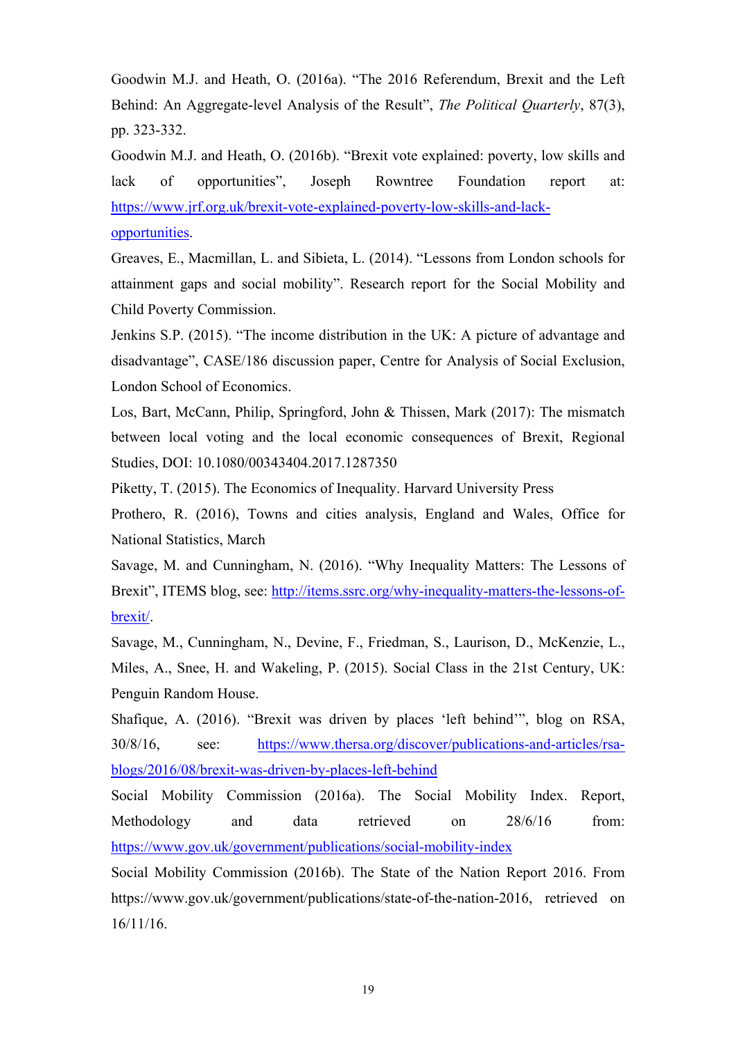Goodwin M.J. and Heath, O. (2016a). “The 2016 Referendum, Brexit and the Left Behind: An Aggregate-level Analysis of the Result”, *The Political Quarterly*, 87(3), pp. 323-332.

Goodwin M.J. and Heath, O. (2016b). “Brexit vote explained: poverty, low skills and lack of opportunities”, Joseph Rowntree Foundation report at: https://www.jrf.org.uk/brexit-vote-explained-poverty-low-skills-and-lack-opportunities.

Greaves, E., Macmillan, L. and Sibieta, L. (2014). “Lessons from London schools for attainment gaps and social mobility”. Research report for the Social Mobility and Child Poverty Commission.

Jenkins S.P. (2015). “The income distribution in the UK: A picture of advantage and disadvantage”, CASE/186 discussion paper, Centre for Analysis of Social Exclusion, London School of Economics.

Los, Bart, McCann, Philip, Springford, John & Thissen, Mark (2017): The mismatch between local voting and the local economic consequences of Brexit, Regional Studies, DOI: 10.1080/00343404.2017.1287350

Piketty, T. (2015). The Economics of Inequality. Harvard University Press

Prothero, R. (2016), Towns and cities analysis, England and Wales, Office for National Statistics, March

Savage, M. and Cunningham, N. (2016). “Why Inequality Matters: The Lessons of Brexit”, ITEMS blog, see: http://items.ssrc.org/why-inequality-matters-the-lessons-of-brexit/.

Savage, M., Cunningham, N., Devine, F., Friedman, S., Laurison, D., McKenzie, L., Miles, A., Snee, H. and Wakeling, P. (2015). Social Class in the 21st Century, UK: Penguin Random House.

Shafique, A. (2016). “Brexit was driven by places ‘left behind’”, blog on RSA, 30/8/16, see: https://www.thersa.org/discover/publications-and-articles/rsa-blogs/2016/08/brexit-was-driven-by-places-left-behind

Social Mobility Commission (2016a). The Social Mobility Index. Report, Methodology and data retrieved on 28/6/16 from: https://www.gov.uk/government/publications/social-mobility-index

Social Mobility Commission (2016b). The State of the Nation Report 2016. From https://www.gov.uk/government/publications/state-of-the-nation-2016, retrieved on 16/11/16.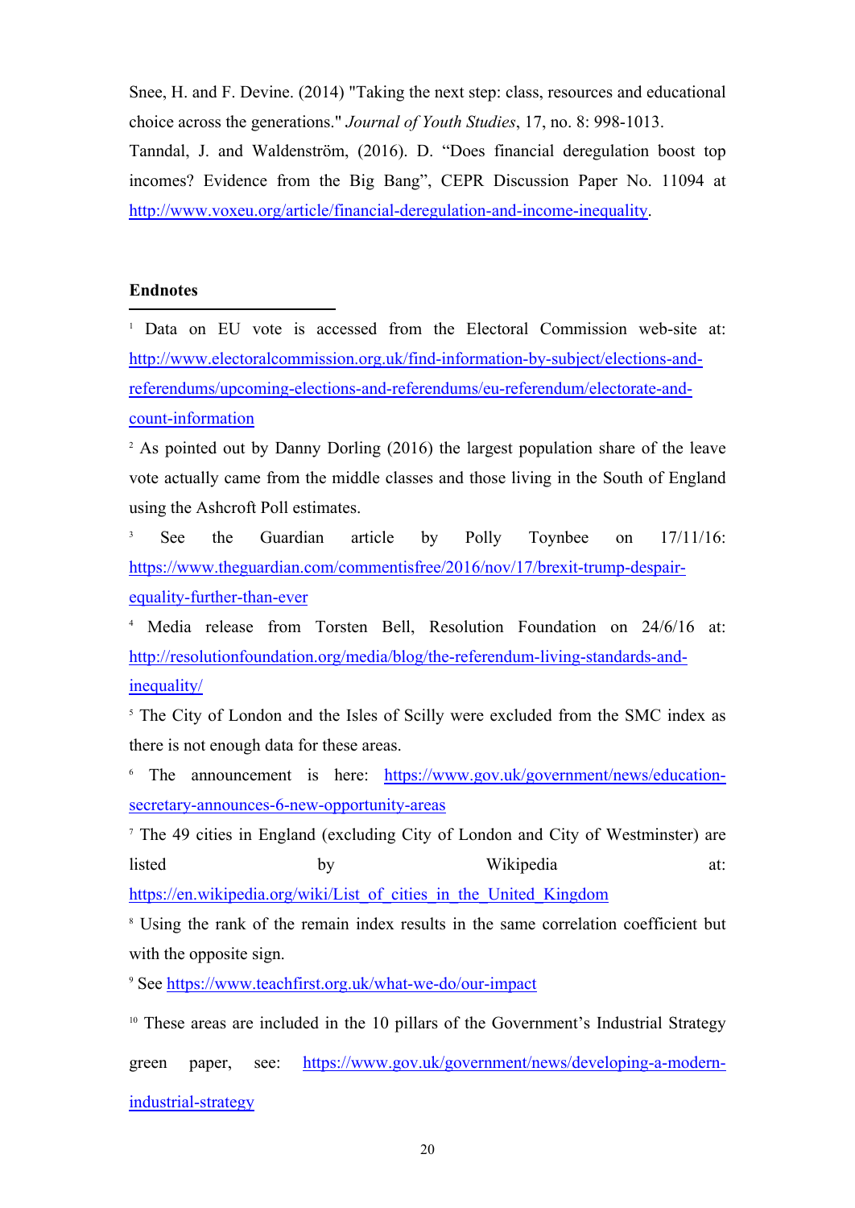Snee, H. and F. Devine. (2014) "Taking the next step: class, resources and educational choice across the generations." *Journal of Youth Studies*, 17, no. 8: 998-1013.

Tanndal, J. and Waldenström, (2016). D. "Does financial deregulation boost top incomes? Evidence from the Big Bang", CEPR Discussion Paper No. 11094 at http://www.voxeu.org/article/financial-deregulation-and-income-inequality.

**Endnotes**

[1] Data on EU vote is accessed from the Electoral Commission web-site at: http://www.electoralcommission.org.uk/find-information-by-subject/elections-and-referendums/upcoming-elections-and-referendums/eu-referendum/electorate-and-count-information

[2] As pointed out by Danny Dorling (2016) the largest population share of the leave vote actually came from the middle classes and those living in the South of England using the Ashcroft Poll estimates.

[3] See the Guardian article by Polly Toynbee on 17/11/16: https://www.theguardian.com/commentisfree/2016/nov/17/brexit-trump-despair-equality-further-than-ever

[4] Media release from Torsten Bell, Resolution Foundation on 24/6/16 at: http://resolutionfoundation.org/media/blog/the-referendum-living-standards-and-inequality/

[5] The City of London and the Isles of Scilly were excluded from the SMC index as there is not enough data for these areas.

[6] The announcement is here: https://www.gov.uk/government/news/education-secretary-announces-6-new-opportunity-areas

[7] The 49 cities in England (excluding City of London and City of Westminster) are listed by Wikipedia at: https://en.wikipedia.org/wiki/List_of_cities_in_the_United_Kingdom

[8] Using the rank of the remain index results in the same correlation coefficient but with the opposite sign.

[9] See https://www.teachfirst.org.uk/what-we-do/our-impact

[10] These areas are included in the 10 pillars of the Government's Industrial Strategy green paper, see: https://www.gov.uk/government/news/developing-a-modern-industrial-strategy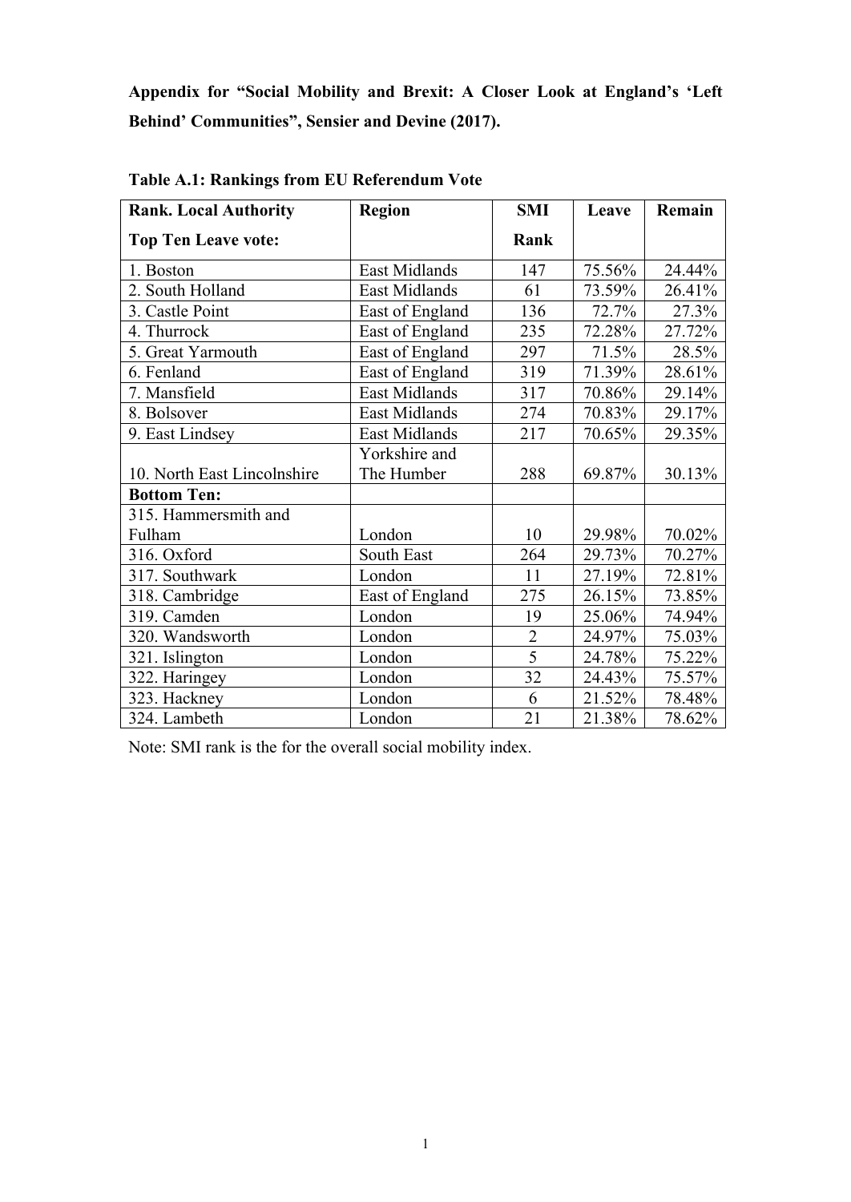**Appendix for "Social Mobility and Brexit: A Closer Look at England's 'Left Behind' Communities", Sensier and Devine (2017).**

**Table A.1: Rankings from EU Referendum Vote**

| **Rank. Local Authority** | **Region** | **SMI Rank** | **Leave** | **Remain** |
|---|---|---|---|---|
| **Top Ten Leave vote:** | | | | |
| 1. Boston | East Midlands | 147 | 75.56% | 24.44% |
| 2. South Holland | East Midlands | 61 | 73.59% | 26.41% |
| 3. Castle Point | East of England | 136 | 72.7% | 27.3% |
| 4. Thurrock | East of England | 235 | 72.28% | 27.72% |
| 5. Great Yarmouth | East of England | 297 | 71.5% | 28.5% |
| 6. Fenland | East of England | 319 | 71.39% | 28.61% |
| 7. Mansfield | East Midlands | 317 | 70.86% | 29.14% |
| 8. Bolsover | East Midlands | 274 | 70.83% | 29.17% |
| 9. East Lindsey | East Midlands | 217 | 70.65% | 29.35% |
| 10. North East Lincolnshire | Yorkshire and The Humber | 288 | 69.87% | 30.13% |
| **Bottom Ten:** | | | | |
| 315. Hammersmith and Fulham | London | 10 | 29.98% | 70.02% |
| 316. Oxford | South East | 264 | 29.73% | 70.27% |
| 317. Southwark | London | 11 | 27.19% | 72.81% |
| 318. Cambridge | East of England | 275 | 26.15% | 73.85% |
| 319. Camden | London | 19 | 25.06% | 74.94% |
| 320. Wandsworth | London | 2 | 24.97% | 75.03% |
| 321. Islington | London | 5 | 24.78% | 75.22% |
| 322. Haringey | London | 32 | 24.43% | 75.57% |
| 323. Hackney | London | 6 | 21.52% | 78.48% |
| 324. Lambeth | London | 21 | 21.38% | 78.62% |

Note: SMI rank is the for the overall social mobility index.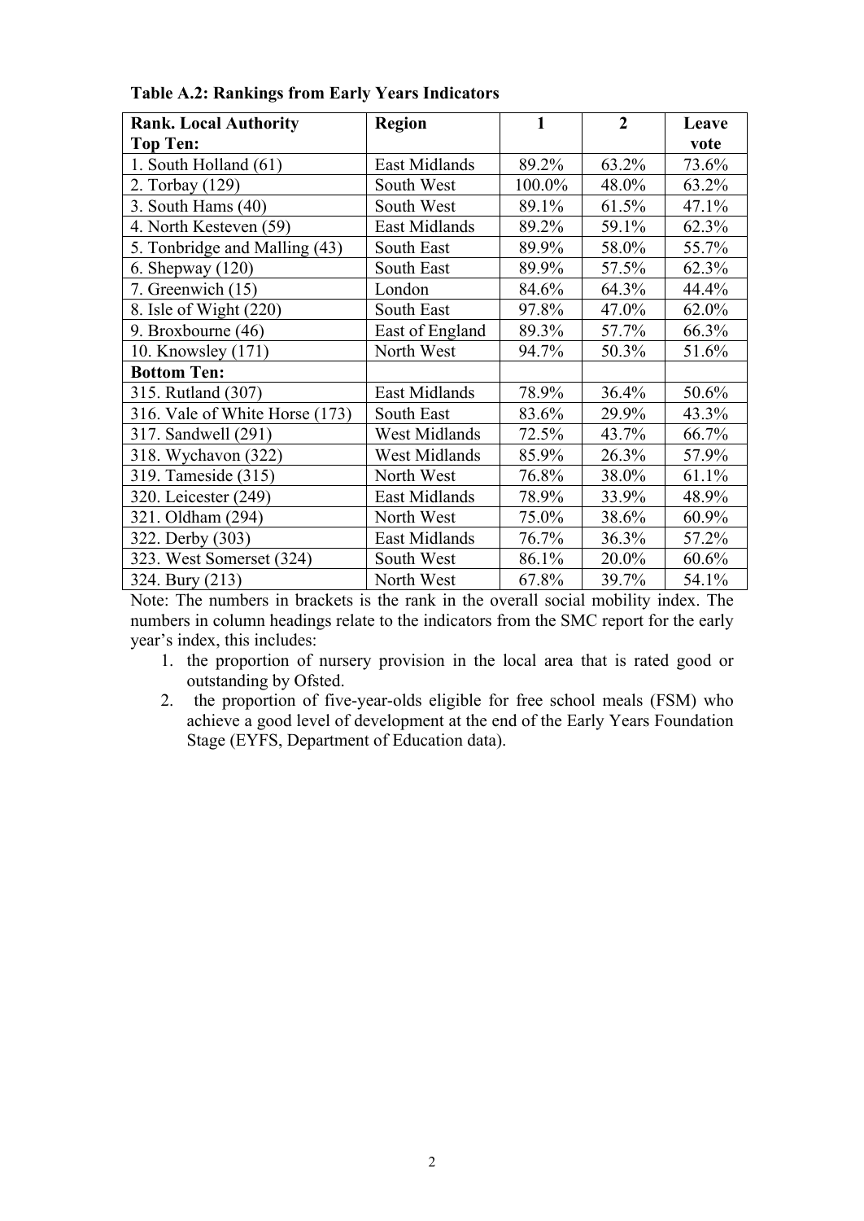**Table A.2: Rankings from Early Years Indicators**

| Rank. Local Authority | Region | 1 | 2 | Leave vote |
|---|---|---|---|---|
| **Top Ten:** | | | | |
| 1. South Holland (61) | East Midlands | 89.2% | 63.2% | 73.6% |
| 2. Torbay (129) | South West | 100.0% | 48.0% | 63.2% |
| 3. South Hams (40) | South West | 89.1% | 61.5% | 47.1% |
| 4. North Kesteven (59) | East Midlands | 89.2% | 59.1% | 62.3% |
| 5. Tonbridge and Malling (43) | South East | 89.9% | 58.0% | 55.7% |
| 6. Shepway (120) | South East | 89.9% | 57.5% | 62.3% |
| 7. Greenwich (15) | London | 84.6% | 64.3% | 44.4% |
| 8. Isle of Wight (220) | South East | 97.8% | 47.0% | 62.0% |
| 9. Broxbourne (46) | East of England | 89.3% | 57.7% | 66.3% |
| 10. Knowsley (171) | North West | 94.7% | 50.3% | 51.6% |
| **Bottom Ten:** | | | | |
| 315. Rutland (307) | East Midlands | 78.9% | 36.4% | 50.6% |
| 316. Vale of White Horse (173) | South East | 83.6% | 29.9% | 43.3% |
| 317. Sandwell (291) | West Midlands | 72.5% | 43.7% | 66.7% |
| 318. Wychavon (322) | West Midlands | 85.9% | 26.3% | 57.9% |
| 319. Tameside (315) | North West | 76.8% | 38.0% | 61.1% |
| 320. Leicester (249) | East Midlands | 78.9% | 33.9% | 48.9% |
| 321. Oldham (294) | North West | 75.0% | 38.6% | 60.9% |
| 322. Derby (303) | East Midlands | 76.7% | 36.3% | 57.2% |
| 323. West Somerset (324) | South West | 86.1% | 20.0% | 60.6% |
| 324. Bury (213) | North West | 67.8% | 39.7% | 54.1% |

Note: The numbers in brackets is the rank in the overall social mobility index. The numbers in column headings relate to the indicators from the SMC report for the early year's index, this includes:

1. the proportion of nursery provision in the local area that is rated good or outstanding by Ofsted.
2. the proportion of five-year-olds eligible for free school meals (FSM) who achieve a good level of development at the end of the Early Years Foundation Stage (EYFS, Department of Education data).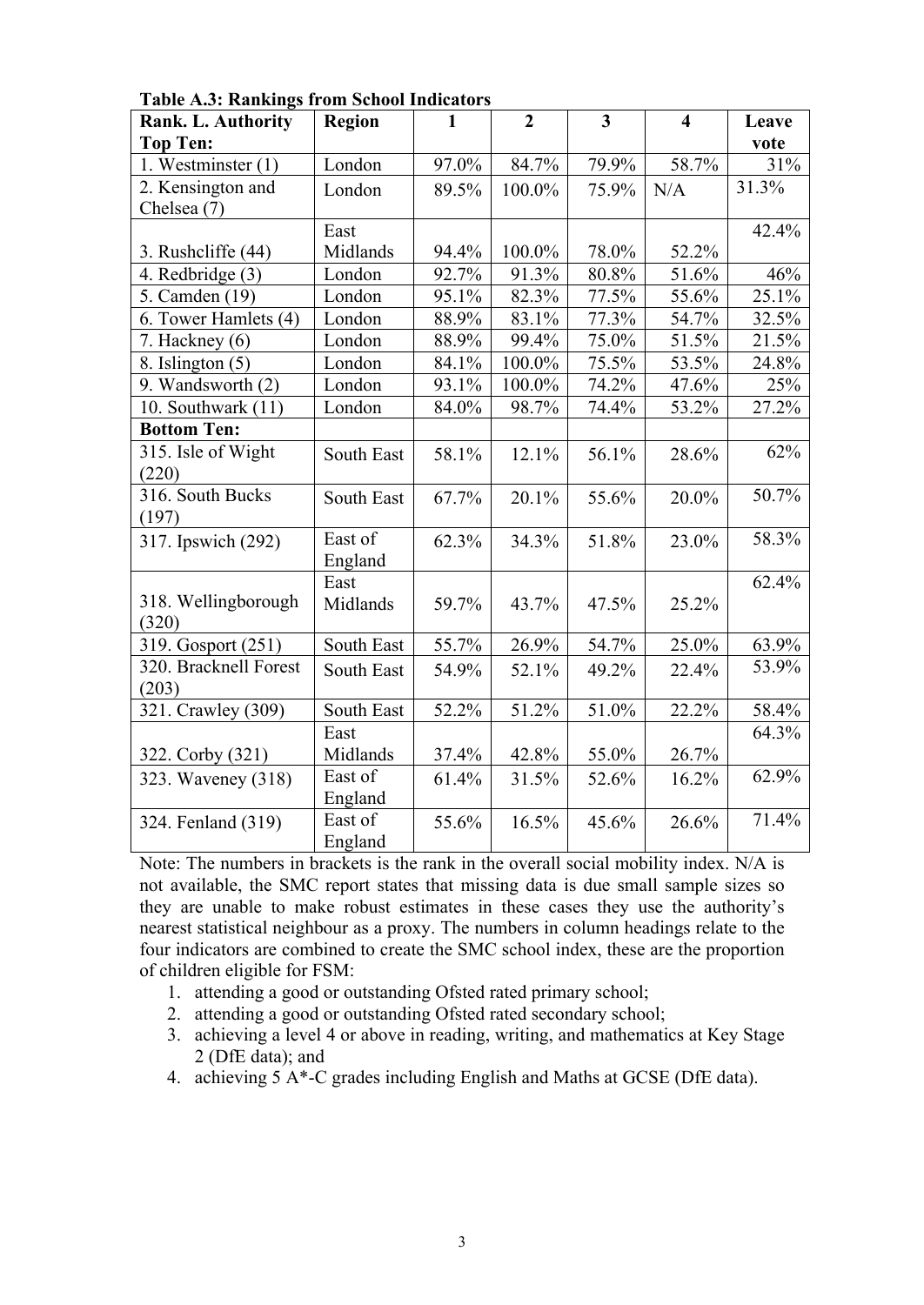**Table A.3: Rankings from School Indicators**

| Rank. L. Authority | Region | 1 | 2 | 3 | 4 | Leave vote |
|---|---|---|---|---|---|---|
| **Top Ten:** | | | | | | |
| 1. Westminster (1) | London | 97.0% | 84.7% | 79.9% | 58.7% | 31% |
| 2. Kensington and Chelsea (7) | London | 89.5% | 100.0% | 75.9% | N/A | 31.3% |
| 3. Rushcliffe (44) | East Midlands | 94.4% | 100.0% | 78.0% | 52.2% | 42.4% |
| 4. Redbridge (3) | London | 92.7% | 91.3% | 80.8% | 51.6% | 46% |
| 5. Camden (19) | London | 95.1% | 82.3% | 77.5% | 55.6% | 25.1% |
| 6. Tower Hamlets (4) | London | 88.9% | 83.1% | 77.3% | 54.7% | 32.5% |
| 7. Hackney (6) | London | 88.9% | 99.4% | 75.0% | 51.5% | 21.5% |
| 8. Islington (5) | London | 84.1% | 100.0% | 75.5% | 53.5% | 24.8% |
| 9. Wandsworth (2) | London | 93.1% | 100.0% | 74.2% | 47.6% | 25% |
| 10. Southwark (11) | London | 84.0% | 98.7% | 74.4% | 53.2% | 27.2% |
| **Bottom Ten:** | | | | | | |
| 315. Isle of Wight (220) | South East | 58.1% | 12.1% | 56.1% | 28.6% | 62% |
| 316. South Bucks (197) | South East | 67.7% | 20.1% | 55.6% | 20.0% | 50.7% |
| 317. Ipswich (292) | East of England | 62.3% | 34.3% | 51.8% | 23.0% | 58.3% |
| 318. Wellingborough (320) | East Midlands | 59.7% | 43.7% | 47.5% | 25.2% | 62.4% |
| 319. Gosport (251) | South East | 55.7% | 26.9% | 54.7% | 25.0% | 63.9% |
| 320. Bracknell Forest (203) | South East | 54.9% | 52.1% | 49.2% | 22.4% | 53.9% |
| 321. Crawley (309) | South East | 52.2% | 51.2% | 51.0% | 22.2% | 58.4% |
| 322. Corby (321) | East Midlands | 37.4% | 42.8% | 55.0% | 26.7% | 64.3% |
| 323. Waveney (318) | East of England | 61.4% | 31.5% | 52.6% | 16.2% | 62.9% |
| 324. Fenland (319) | East of England | 55.6% | 16.5% | 45.6% | 26.6% | 71.4% |

Note: The numbers in brackets is the rank in the overall social mobility index. N/A is not available, the SMC report states that missing data is due small sample sizes so they are unable to make robust estimates in these cases they use the authority's nearest statistical neighbour as a proxy. The numbers in column headings relate to the four indicators are combined to create the SMC school index, these are the proportion of children eligible for FSM:

1. attending a good or outstanding Ofsted rated primary school;
2. attending a good or outstanding Ofsted rated secondary school;
3. achieving a level 4 or above in reading, writing, and mathematics at Key Stage 2 (DfE data); and
4. achieving 5 A*-C grades including English and Maths at GCSE (DfE data).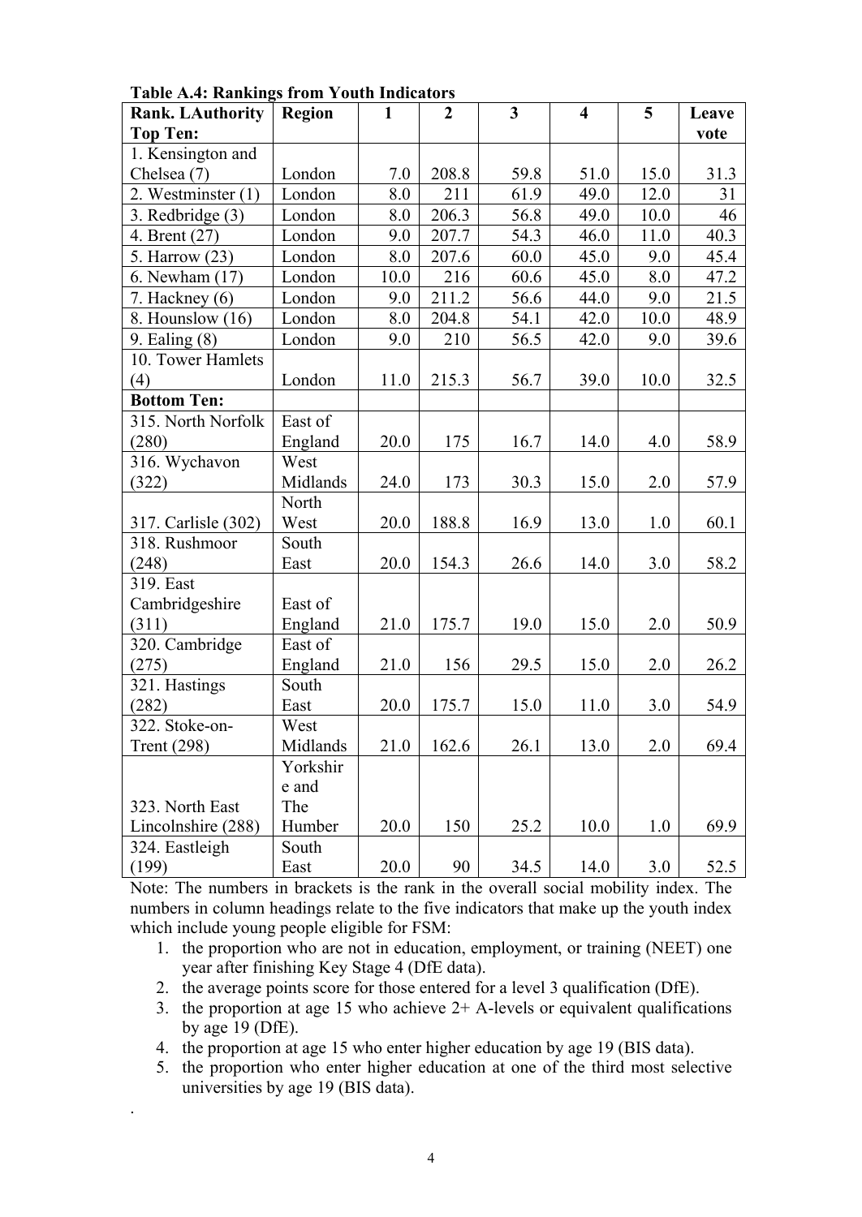**Table A.4: Rankings from Youth Indicators**

| Rank. LAuthority | Region | 1 | 2 | 3 | 4 | 5 | Leave vote |
|---|---|---|---|---|---|---|---|
| **Top Ten:** | | | | | | | |
| 1. Kensington and Chelsea (7) | London | 7.0 | 208.8 | 59.8 | 51.0 | 15.0 | 31.3 |
| 2. Westminster (1) | London | 8.0 | 211 | 61.9 | 49.0 | 12.0 | 31 |
| 3. Redbridge (3) | London | 8.0 | 206.3 | 56.8 | 49.0 | 10.0 | 46 |
| 4. Brent (27) | London | 9.0 | 207.7 | 54.3 | 46.0 | 11.0 | 40.3 |
| 5. Harrow (23) | London | 8.0 | 207.6 | 60.0 | 45.0 | 9.0 | 45.4 |
| 6. Newham (17) | London | 10.0 | 216 | 60.6 | 45.0 | 8.0 | 47.2 |
| 7. Hackney (6) | London | 9.0 | 211.2 | 56.6 | 44.0 | 9.0 | 21.5 |
| 8. Hounslow (16) | London | 8.0 | 204.8 | 54.1 | 42.0 | 10.0 | 48.9 |
| 9. Ealing (8) | London | 9.0 | 210 | 56.5 | 42.0 | 9.0 | 39.6 |
| 10. Tower Hamlets (4) | London | 11.0 | 215.3 | 56.7 | 39.0 | 10.0 | 32.5 |
| **Bottom Ten:** | | | | | | | |
| 315. North Norfolk (280) | East of England | 20.0 | 175 | 16.7 | 14.0 | 4.0 | 58.9 |
| 316. Wychavon (322) | West Midlands | 24.0 | 173 | 30.3 | 15.0 | 2.0 | 57.9 |
| 317. Carlisle (302) | North West | 20.0 | 188.8 | 16.9 | 13.0 | 1.0 | 60.1 |
| 318. Rushmoor (248) | South East | 20.0 | 154.3 | 26.6 | 14.0 | 3.0 | 58.2 |
| 319. East Cambridgeshire (311) | East of England | 21.0 | 175.7 | 19.0 | 15.0 | 2.0 | 50.9 |
| 320. Cambridge (275) | East of England | 21.0 | 156 | 29.5 | 15.0 | 2.0 | 26.2 |
| 321. Hastings (282) | South East | 20.0 | 175.7 | 15.0 | 11.0 | 3.0 | 54.9 |
| 322. Stoke-on-Trent (298) | West Midlands | 21.0 | 162.6 | 26.1 | 13.0 | 2.0 | 69.4 |
| 323. North East Lincolnshire (288) | Yorkshire and The Humber | 20.0 | 150 | 25.2 | 10.0 | 1.0 | 69.9 |
| 324. Eastleigh (199) | South East | 20.0 | 90 | 34.5 | 14.0 | 3.0 | 52.5 |

Note: The numbers in brackets is the rank in the overall social mobility index. The numbers in column headings relate to the five indicators that make up the youth index which include young people eligible for FSM:

1. the proportion who are not in education, employment, or training (NEET) one year after finishing Key Stage 4 (DfE data).
2. the average points score for those entered for a level 3 qualification (DfE).
3. the proportion at age 15 who achieve 2+ A-levels or equivalent qualifications by age 19 (DfE).
4. the proportion at age 15 who enter higher education by age 19 (BIS data).
5. the proportion who enter higher education at one of the third most selective universities by age 19 (BIS data).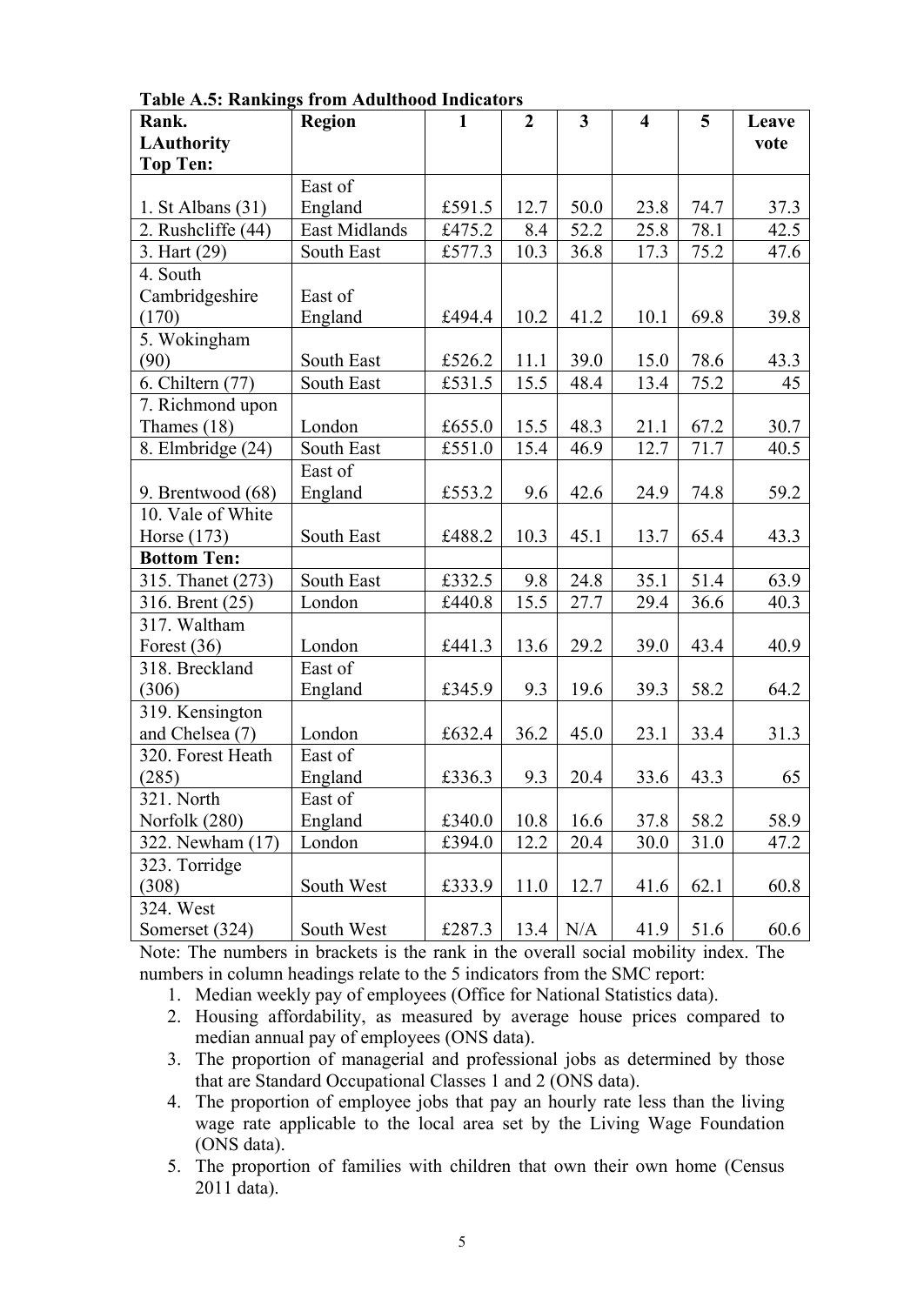**Table A.5: Rankings from Adulthood Indicators**

| Rank. LAuthority | Region | 1 | 2 | 3 | 4 | 5 | Leave vote |
|---|---|---|---|---|---|---|---|
| **Top Ten:** | | | | | | | |
| 1. St Albans (31) | East of England | £591.5 | 12.7 | 50.0 | 23.8 | 74.7 | 37.3 |
| 2. Rushcliffe (44) | East Midlands | £475.2 | 8.4 | 52.2 | 25.8 | 78.1 | 42.5 |
| 3. Hart (29) | South East | £577.3 | 10.3 | 36.8 | 17.3 | 75.2 | 47.6 |
| 4. South Cambridgeshire (170) | East of England | £494.4 | 10.2 | 41.2 | 10.1 | 69.8 | 39.8 |
| 5. Wokingham (90) | South East | £526.2 | 11.1 | 39.0 | 15.0 | 78.6 | 43.3 |
| 6. Chiltern (77) | South East | £531.5 | 15.5 | 48.4 | 13.4 | 75.2 | 45 |
| 7. Richmond upon Thames (18) | London | £655.0 | 15.5 | 48.3 | 21.1 | 67.2 | 30.7 |
| 8. Elmbridge (24) | South East | £551.0 | 15.4 | 46.9 | 12.7 | 71.7 | 40.5 |
| 9. Brentwood (68) | East of England | £553.2 | 9.6 | 42.6 | 24.9 | 74.8 | 59.2 |
| 10. Vale of White Horse (173) | South East | £488.2 | 10.3 | 45.1 | 13.7 | 65.4 | 43.3 |
| **Bottom Ten:** | | | | | | | |
| 315. Thanet (273) | South East | £332.5 | 9.8 | 24.8 | 35.1 | 51.4 | 63.9 |
| 316. Brent (25) | London | £440.8 | 15.5 | 27.7 | 29.4 | 36.6 | 40.3 |
| 317. Waltham Forest (36) | London | £441.3 | 13.6 | 29.2 | 39.0 | 43.4 | 40.9 |
| 318. Breckland (306) | East of England | £345.9 | 9.3 | 19.6 | 39.3 | 58.2 | 64.2 |
| 319. Kensington and Chelsea (7) | London | £632.4 | 36.2 | 45.0 | 23.1 | 33.4 | 31.3 |
| 320. Forest Heath (285) | East of England | £336.3 | 9.3 | 20.4 | 33.6 | 43.3 | 65 |
| 321. North Norfolk (280) | East of England | £340.0 | 10.8 | 16.6 | 37.8 | 58.2 | 58.9 |
| 322. Newham (17) | London | £394.0 | 12.2 | 20.4 | 30.0 | 31.0 | 47.2 |
| 323. Torridge (308) | South West | £333.9 | 11.0 | 12.7 | 41.6 | 62.1 | 60.8 |
| 324. West Somerset (324) | South West | £287.3 | 13.4 | N/A | 41.9 | 51.6 | 60.6 |

Note: The numbers in brackets is the rank in the overall social mobility index. The numbers in column headings relate to the 5 indicators from the SMC report:

1. Median weekly pay of employees (Office for National Statistics data).
2. Housing affordability, as measured by average house prices compared to median annual pay of employees (ONS data).
3. The proportion of managerial and professional jobs as determined by those that are Standard Occupational Classes 1 and 2 (ONS data).
4. The proportion of employee jobs that pay an hourly rate less than the living wage rate applicable to the local area set by the Living Wage Foundation (ONS data).
5. The proportion of families with children that own their own home (Census 2011 data).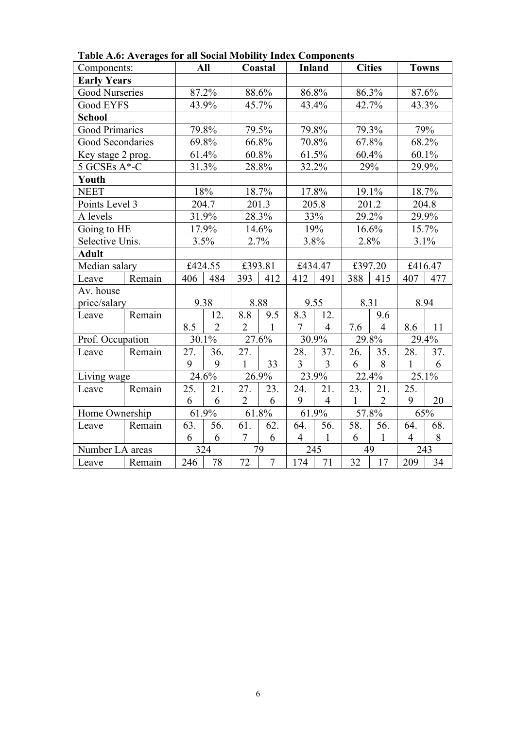**Table A.6: Averages for all Social Mobility Index Components**

| Components: | | All | | Coastal | | Inland | | Cities | | Towns | |
|---|---|---|---|---|---|---|---|---|---|---|---|
| **Early Years** | | | | | | | | | | | |
| Good Nurseries | | 87.2% | | 88.6% | | 86.8% | | 86.3% | | 87.6% | |
| Good EYFS | | 43.9% | | 45.7% | | 43.4% | | 42.7% | | 43.3% | |
| **School** | | | | | | | | | | | |
| Good Primaries | | 79.8% | | 79.5% | | 79.8% | | 79.3% | | 79% | |
| Good Secondaries | | 69.8% | | 66.8% | | 70.8% | | 67.8% | | 68.2% | |
| Key stage 2 prog. | | 61.4% | | 60.8% | | 61.5% | | 60.4% | | 60.1% | |
| 5 GCSEs A*-C | | 31.3% | | 28.8% | | 32.2% | | 29% | | 29.9% | |
| **Youth** | | | | | | | | | | | |
| NEET | | 18% | | 18.7% | | 17.8% | | 19.1% | | 18.7% | |
| Points Level 3 | | 204.7 | | 201.3 | | 205.8 | | 201.2 | | 204.8 | |
| A levels | | 31.9% | | 28.3% | | 33% | | 29.2% | | 29.9% | |
| Going to HE | | 17.9% | | 14.6% | | 19% | | 16.6% | | 15.7% | |
| Selective Unis. | | 3.5% | | 2.7% | | 3.8% | | 2.8% | | 3.1% | |
| **Adult** | | | | | | | | | | | |
| Median salary | | £424.55 | | £393.81 | | £434.47 | | £397.20 | | £416.47 | |
| Leave | Remain | 406 | 484 | 393 | 412 | 412 | 491 | 388 | 415 | 407 | 477 |
| Av. house price/salary | | 9.38 | | 8.88 | | 9.55 | | 8.31 | | 8.94 | |
| Leave | Remain | 8.5 | 12.2 | 8.82 | 9.51 | 8.37 | 12.4 | 7.6 | 9.64 | 8.6 | 11 |
| Prof. Occupation | | 30.1% | | 27.6% | | 30.9% | | 29.8% | | 29.4% | |
| Leave | Remain | 27.9 | 36.9 | 27.1 | 33 | 28.3 | 37.3 | 26.6 | 35.8 | 28.1 | 37.6 |
| Living wage | | 24.6% | | 26.9% | | 23.9% | | 22.4% | | 25.1% | |
| Leave | Remain | 25.6 | 21.6 | 27.2 | 23.6 | 24.9 | 21.4 | 23.1 | 21.2 | 25.9 | 20 |
| Home Ownership | | 61.9% | | 61.8% | | 61.9% | | 57.8% | | 65% | |
| Leave | Remain | 63.6 | 56.6 | 61.7 | 62.6 | 64.4 | 56.1 | 58.6 | 56.1 | 64.4 | 68.8 |
| Number LA areas | | 324 | | 79 | | 245 | | 49 | | 243 | |
| Leave | Remain | 246 | 78 | 72 | 7 | 174 | 71 | 32 | 17 | 209 | 34 |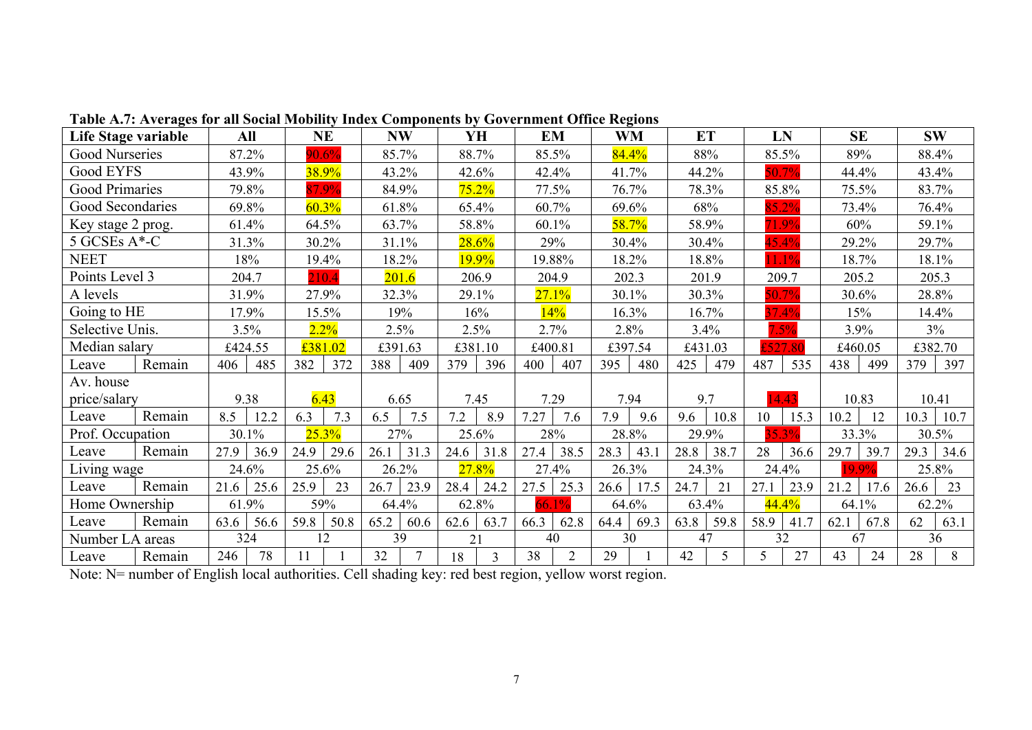**Table A.7: Averages for all Social Mobility Index Components by Government Office Regions**

| Life Stage variable | | All | | NE | | NW | | YH | | EM | | WM | | ET | | LN | | SE | | SW | |
|---|---|---|---|---|---|---|---|---|---|---|---|---|---|---|---|---|---|---|---|---|---|
| Good Nurseries | | 87.2% | | 90.6% | | 85.7% | | 88.7% | | 85.5% | | 84.4% | | 88% | | 85.5% | | 89% | | 88.4% | |
| Good EYFS | | 43.9% | | 38.9% | | 43.2% | | 42.6% | | 42.4% | | 41.7% | | 44.2% | | 50.7% | | 44.4% | | 43.4% | |
| Good Primaries | | 79.8% | | 87.9% | | 84.9% | | 75.2% | | 77.5% | | 76.7% | | 78.3% | | 85.8% | | 75.5% | | 83.7% | |
| Good Secondaries | | 69.8% | | 60.3% | | 61.8% | | 65.4% | | 60.7% | | 69.6% | | 68% | | 85.2% | | 73.4% | | 76.4% | |
| Key stage 2 prog. | | 61.4% | | 64.5% | | 63.7% | | 58.8% | | 60.1% | | 58.7% | | 58.9% | | 71.9% | | 60% | | 59.1% | |
| 5 GCSEs A*-C | | 31.3% | | 30.2% | | 31.1% | | 28.6% | | 29% | | 30.4% | | 30.4% | | 45.4% | | 29.2% | | 29.7% | |
| NEET | | 18% | | 19.4% | | 18.2% | | 19.9% | | 19.88% | | 18.2% | | 18.8% | | 11.1% | | 18.7% | | 18.1% | |
| Points Level 3 | | 204.7 | | 210.4 | | 201.6 | | 206.9 | | 204.9 | | 202.3 | | 201.9 | | 209.7 | | 205.2 | | 205.3 | |
| A levels | | 31.9% | | 27.9% | | 32.3% | | 29.1% | | 27.1% | | 30.1% | | 30.3% | | 50.7% | | 30.6% | | 28.8% | |
| Going to HE | | 17.9% | | 15.5% | | 19% | | 16% | | 14% | | 16.3% | | 16.7% | | 37.4% | | 15% | | 14.4% | |
| Selective Unis. | | 3.5% | | 2.2% | | 2.5% | | 2.5% | | 2.7% | | 2.8% | | 3.4% | | 7.5% | | 3.9% | | 3% | |
| Median salary | | £424.55 | | £381.02 | | £391.63 | | £381.10 | | £400.81 | | £397.54 | | £431.03 | | £527.80 | | £460.05 | | £382.70 | |
| Leave | Remain | 406 | 485 | 382 | 372 | 388 | 409 | 379 | 396 | 400 | 407 | 395 | 480 | 425 | 479 | 487 | 535 | 438 | 499 | 379 | 397 |
| Av. house price/salary | | 9.38 | | 6.43 | | 6.65 | | 7.45 | | 7.29 | | 7.94 | | 9.7 | | 14.43 | | 10.83 | | 10.41 | |
| Leave | Remain | 8.5 | 12.2 | 6.3 | 7.3 | 6.5 | 7.5 | 7.2 | 8.9 | 7.27 | 7.6 | 7.9 | 9.6 | 9.6 | 10.8 | 10 | 15.3 | 10.2 | 12 | 10.3 | 10.7 |
| Prof. Occupation | | 30.1% | | 25.3% | | 27% | | 25.6% | | 28% | | 28.8% | | 29.9% | | 35.3% | | 33.3% | | 30.5% | |
| Leave | Remain | 27.9 | 36.9 | 24.9 | 29.6 | 26.1 | 31.3 | 24.6 | 31.8 | 27.4 | 38.5 | 28.3 | 43.1 | 28.8 | 38.7 | 28 | 36.6 | 29.7 | 39.7 | 29.3 | 34.6 |
| Living wage | | 24.6% | | 25.6% | | 26.2% | | 27.8% | | 27.4% | | 26.3% | | 24.3% | | 24.4% | | 19.9% | | 25.8% | |
| Leave | Remain | 21.6 | 25.6 | 25.9 | 23 | 26.7 | 23.9 | 28.4 | 24.2 | 27.5 | 25.3 | 26.6 | 17.5 | 24.7 | 21 | 27.1 | 23.9 | 21.2 | 17.6 | 26.6 | 23 |
| Home Ownership | | 61.9% | | 59% | | 64.4% | | 62.8% | | 66.1% | | 64.6% | | 63.4% | | 44.4% | | 64.1% | | 62.2% | |
| Leave | Remain | 63.6 | 56.6 | 59.8 | 50.8 | 65.2 | 60.6 | 62.6 | 63.7 | 66.3 | 62.8 | 64.4 | 69.3 | 63.8 | 59.8 | 58.9 | 41.7 | 62.1 | 67.8 | 62 | 63.1 |
| Number LA areas | | 324 | | 12 | | 39 | | 21 | | 40 | | 30 | | 47 | | 32 | | 67 | | 36 | |
| Leave | Remain | 246 | 78 | 11 | 1 | 32 | 7 | 18 | 3 | 38 | 2 | 29 | 1 | 42 | 5 | 5 | 27 | 43 | 24 | 28 | 8 |

Note: N= number of English local authorities. Cell shading key: red best region, yellow worst region.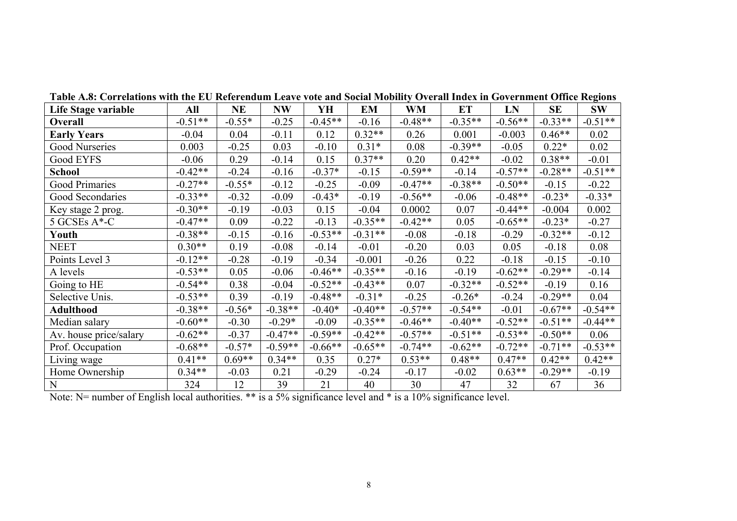**Table A.8: Correlations with the EU Referendum Leave vote and Social Mobility Overall Index in Government Office Regions**

| Life Stage variable | All | NE | NW | YH | EM | WM | ET | LN | SE | SW |
|---|---|---|---|---|---|---|---|---|---|---|
| **Overall** | -0.51** | -0.55* | -0.25 | -0.45** | -0.16 | -0.48** | -0.35** | -0.56** | -0.33** | -0.51** |
| **Early Years** | -0.04 | 0.04 | -0.11 | 0.12 | 0.32** | 0.26 | 0.001 | -0.003 | 0.46** | 0.02 |
| Good Nurseries | 0.003 | -0.25 | 0.03 | -0.10 | 0.31* | 0.08 | -0.39** | -0.05 | 0.22* | 0.02 |
| Good EYFS | -0.06 | 0.29 | -0.14 | 0.15 | 0.37** | 0.20 | 0.42** | -0.02 | 0.38** | -0.01 |
| **School** | -0.42** | -0.24 | -0.16 | -0.37* | -0.15 | -0.59** | -0.14 | -0.57** | -0.28** | -0.51** |
| Good Primaries | -0.27** | -0.55* | -0.12 | -0.25 | -0.09 | -0.47** | -0.38** | -0.50** | -0.15 | -0.22 |
| Good Secondaries | -0.33** | -0.32 | -0.09 | -0.43* | -0.19 | -0.56** | -0.06 | -0.48** | -0.23* | -0.33* |
| Key stage 2 prog. | -0.30** | -0.19 | -0.03 | 0.15 | -0.04 | 0.0002 | 0.07 | -0.44** | -0.004 | 0.002 |
| 5 GCSEs A*-C | -0.47** | 0.09 | -0.22 | -0.13 | -0.35** | -0.42** | 0.05 | -0.65** | -0.23* | -0.27 |
| **Youth** | -0.38** | -0.15 | -0.16 | -0.53** | -0.31** | -0.08 | -0.18 | -0.29 | -0.32** | -0.12 |
| NEET | 0.30** | 0.19 | -0.08 | -0.14 | -0.01 | -0.20 | 0.03 | 0.05 | -0.18 | 0.08 |
| Points Level 3 | -0.12** | -0.28 | -0.19 | -0.34 | -0.001 | -0.26 | 0.22 | -0.18 | -0.15 | -0.10 |
| A levels | -0.53** | 0.05 | -0.06 | -0.46** | -0.35** | -0.16 | -0.19 | -0.62** | -0.29** | -0.14 |
| Going to HE | -0.54** | 0.38 | -0.04 | -0.52** | -0.43** | 0.07 | -0.32** | -0.52** | -0.19 | 0.16 |
| Selective Unis. | -0.53** | 0.39 | -0.19 | -0.48** | -0.31* | -0.25 | -0.26* | -0.24 | -0.29** | 0.04 |
| **Adulthood** | -0.38** | -0.56* | -0.38** | -0.40* | -0.40** | -0.57** | -0.54** | -0.01 | -0.67** | -0.54** |
| Median salary | -0.60** | -0.30 | -0.29* | -0.09 | -0.35** | -0.46** | -0.40** | -0.52** | -0.51** | -0.44** |
| Av. house price/salary | -0.62** | -0.37 | -0.47** | -0.59** | -0.42** | -0.57** | -0.51** | -0.53** | -0.50** | 0.06 |
| Prof. Occupation | -0.68** | -0.57* | -0.59** | -0.66** | -0.65** | -0.74** | -0.62** | -0.72** | -0.71** | -0.53** |
| Living wage | 0.41** | 0.69** | 0.34** | 0.35 | 0.27* | 0.53** | 0.48** | 0.47** | 0.42** | 0.42** |
| Home Ownership | 0.34** | -0.03 | 0.21 | -0.29 | -0.24 | -0.17 | -0.02 | 0.63** | -0.29** | -0.19 |
| N | 324 | 12 | 39 | 21 | 40 | 30 | 47 | 32 | 67 | 36 |

Note: N= number of English local authorities. ** is a 5% significance level and * is a 10% significance level.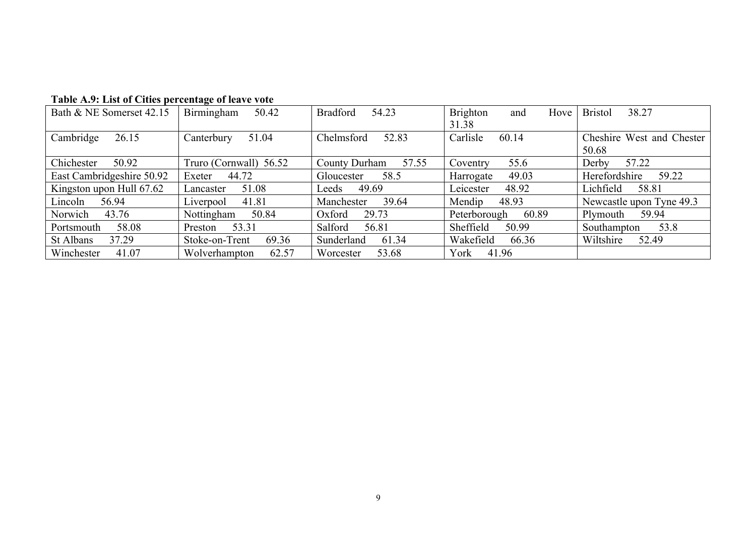**Table A.9: List of Cities percentage of leave vote**

| | | | | |
|---|---|---|---|---|
| Bath & NE Somerset 42.15 | Birmingham 50.42 | Bradford 54.23 | Brighton and Hove 31.38 | Bristol 38.27 |
| Cambridge 26.15 | Canterbury 51.04 | Chelmsford 52.83 | Carlisle 60.14 | Cheshire West and Chester 50.68 |
| Chichester 50.92 | Truro (Cornwall) 56.52 | County Durham 57.55 | Coventry 55.6 | Derby 57.22 |
| East Cambridgeshire 50.92 | Exeter 44.72 | Gloucester 58.5 | Harrogate 49.03 | Herefordshire 59.22 |
| Kingston upon Hull 67.62 | Lancaster 51.08 | Leeds 49.69 | Leicester 48.92 | Lichfield 58.81 |
| Lincoln 56.94 | Liverpool 41.81 | Manchester 39.64 | Mendip 48.93 | Newcastle upon Tyne 49.3 |
| Norwich 43.76 | Nottingham 50.84 | Oxford 29.73 | Peterborough 60.89 | Plymouth 59.94 |
| Portsmouth 58.08 | Preston 53.31 | Salford 56.81 | Sheffield 50.99 | Southampton 53.8 |
| St Albans 37.29 | Stoke-on-Trent 69.36 | Sunderland 61.34 | Wakefield 66.36 | Wiltshire 52.49 |
| Winchester 41.07 | Wolverhampton 62.57 | Worcester 53.68 | York 41.96 | |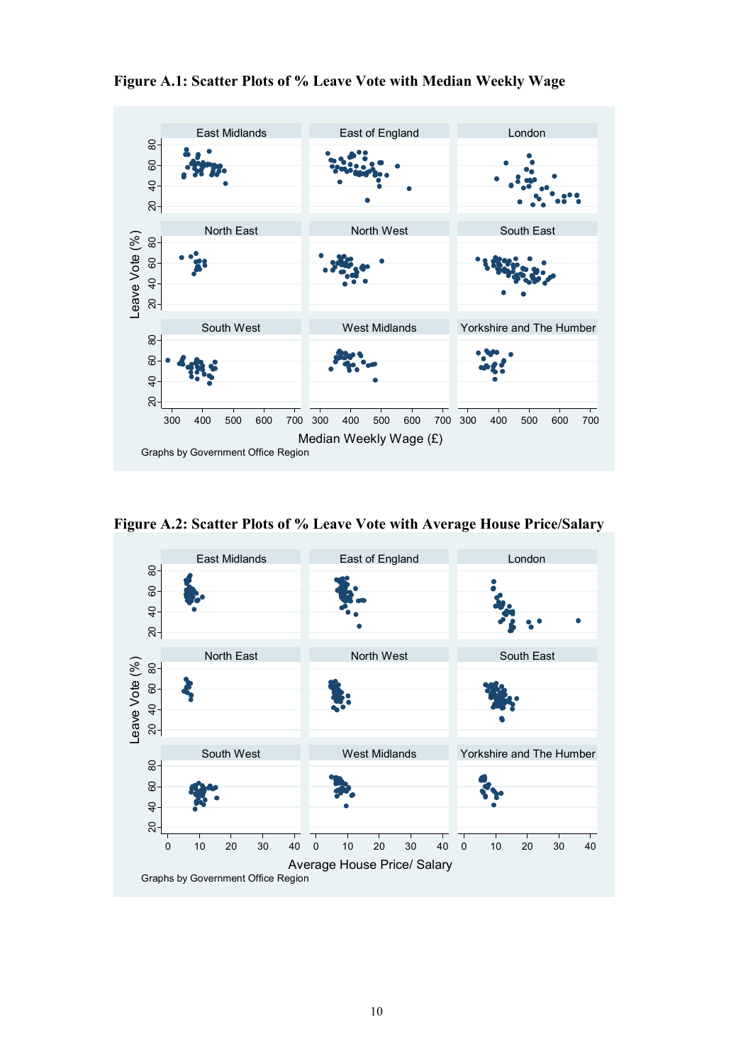**Figure A.1: Scatter Plots of % Leave Vote with Median Weekly Wage**

**Figure A.2: Scatter Plots of % Leave Vote with Average House Price/Salary**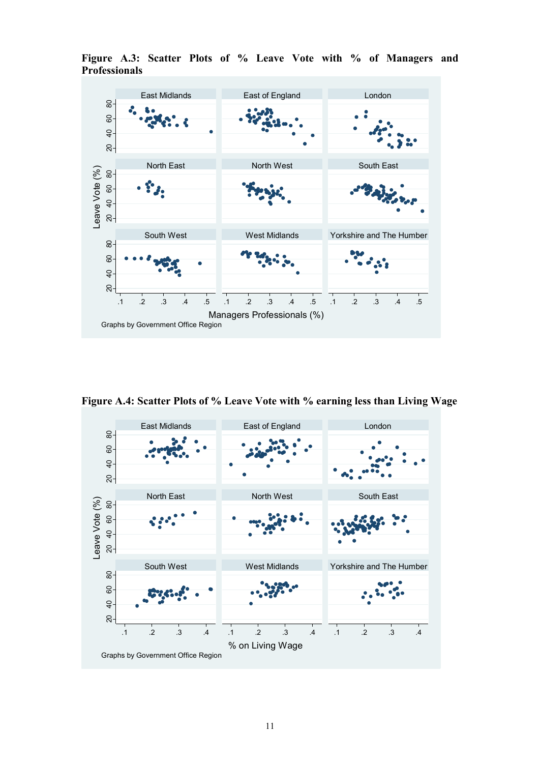**Figure A.3: Scatter Plots of % Leave Vote with % of Managers and Professionals**

**Figure A.4: Scatter Plots of % Leave Vote with % earning less than Living Wage**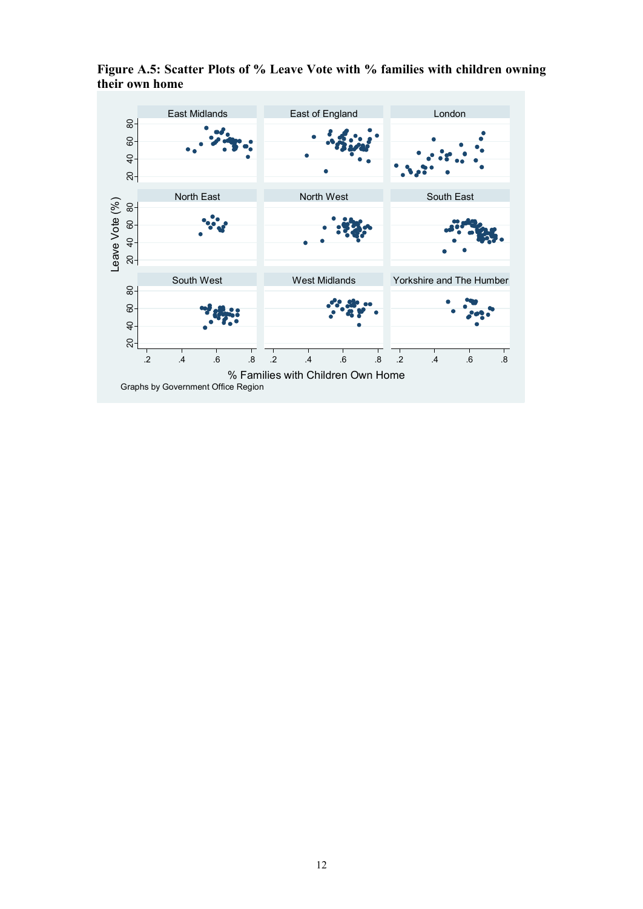**Figure A.5: Scatter Plots of % Leave Vote with % families with children owning their own home**

East Midlands
East of England
London
North East
North West
South East
South West
West Midlands
Yorkshire and The Humber

Leave Vote (%)
20
40
60
80

.2
.4
.6
.8

% Families with Children Own Home

Graphs by Government Office Region